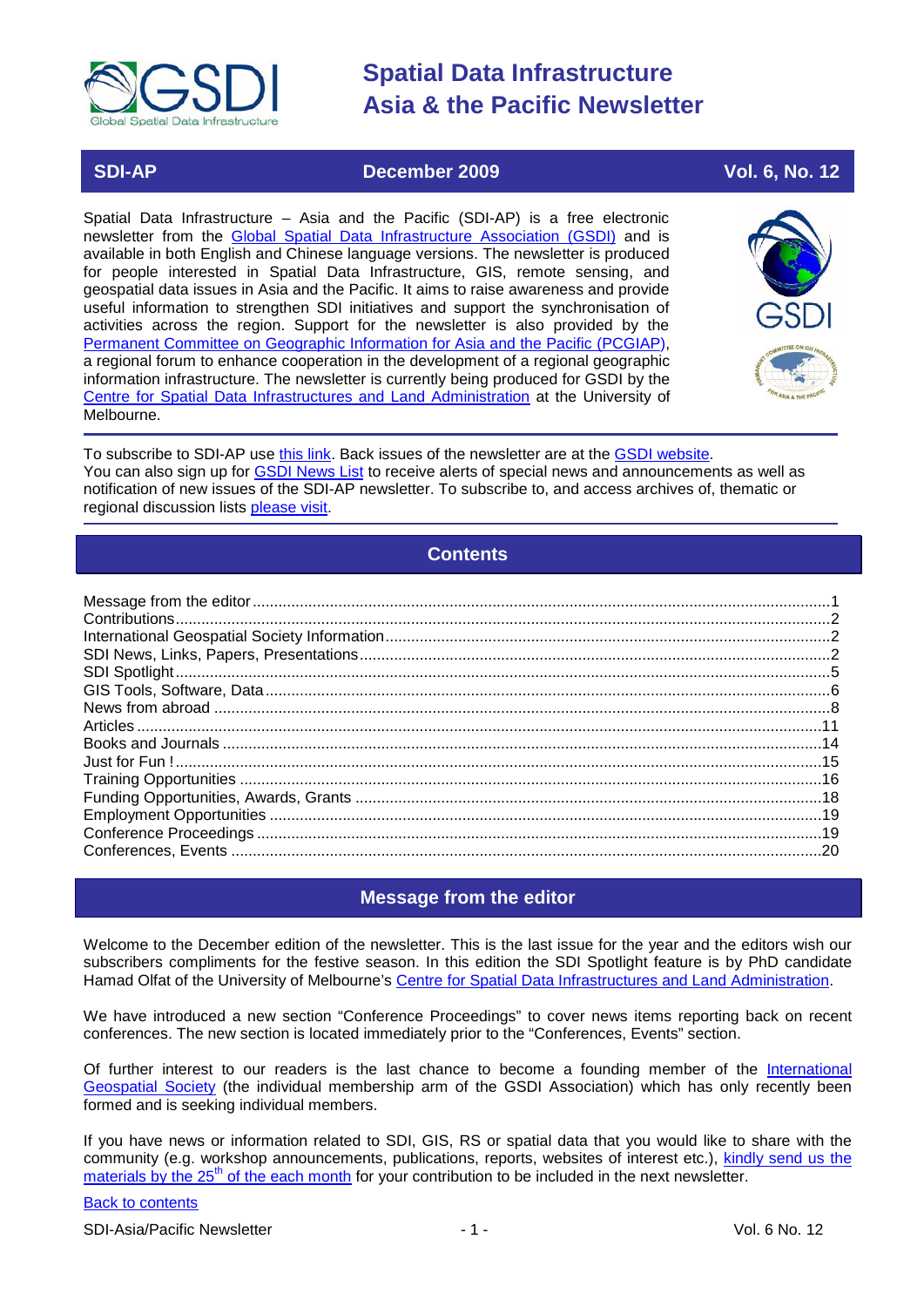# Spatial Data Infrastructure Asia & the Pacific Newsletter

**SDI-AP** | **December 2009** | **Vol. 6, No. 12**

Spatial Data Infrastructure – Asia and the Pacific (SDI-AP) is a free electronic newsletter from the Global Spatial Data Infrastructure Association (GSDI) and is available in both English and Chinese language versions. The newsletter is produced for people interested in Spatial Data Infrastructure, GIS, remote sensing, and geospatial data issues in Asia and the Pacific. It aims to raise awareness and provide useful information to strengthen SDI initiatives and support the synchronisation of activities across the region. Support for the newsletter is also provided by the Permanent Committee on Geographic Information for Asia and the Pacific (PCGIAP), a regional forum to enhance cooperation in the development of a regional geographic information infrastructure. The newsletter is currently being produced for GSDI by the Centre for Spatial Data Infrastructures and Land Administration at the University of Melbourne.

To subscribe to SDI-AP use this link. Back issues of the newsletter are at the GSDI website. You can also sign up for GSDI News List to receive alerts of special news and announcements as well as notification of new issues of the SDI-AP newsletter. To subscribe to, and access archives of, thematic or regional discussion lists please visit.

## Contents

- Message from the editor ....... 1
- Contributions ....... 2
- International Geospatial Society Information ....... 2
- SDI News, Links, Papers, Presentations ....... 2
- SDI Spotlight ....... 5
- GIS Tools, Software, Data ....... 6
- News from abroad ....... 8
- Articles ....... 11
- Books and Journals ....... 14
- Just for Fun ! ....... 15
- Training Opportunities ....... 16
- Funding Opportunities, Awards, Grants ....... 18
- Employment Opportunities ....... 19
- Conference Proceedings ....... 19
- Conferences, Events ....... 20

## Message from the editor

Welcome to the December edition of the newsletter. This is the last issue for the year and the editors wish our subscribers compliments for the festive season. In this edition the SDI Spotlight feature is by PhD candidate Hamad Olfat of the University of Melbourne's Centre for Spatial Data Infrastructures and Land Administration.

We have introduced a new section "Conference Proceedings" to cover news items reporting back on recent conferences. The new section is located immediately prior to the "Conferences, Events" section.

Of further interest to our readers is the last chance to become a founding member of the International Geospatial Society (the individual membership arm of the GSDI Association) which has only recently been formed and is seeking individual members.

If you have news or information related to SDI, GIS, RS or spatial data that you would like to share with the community (e.g. workshop announcements, publications, reports, websites of interest etc.), kindly send us the materials by the 25th of the each month for your contribution to be included in the next newsletter.

Back to contents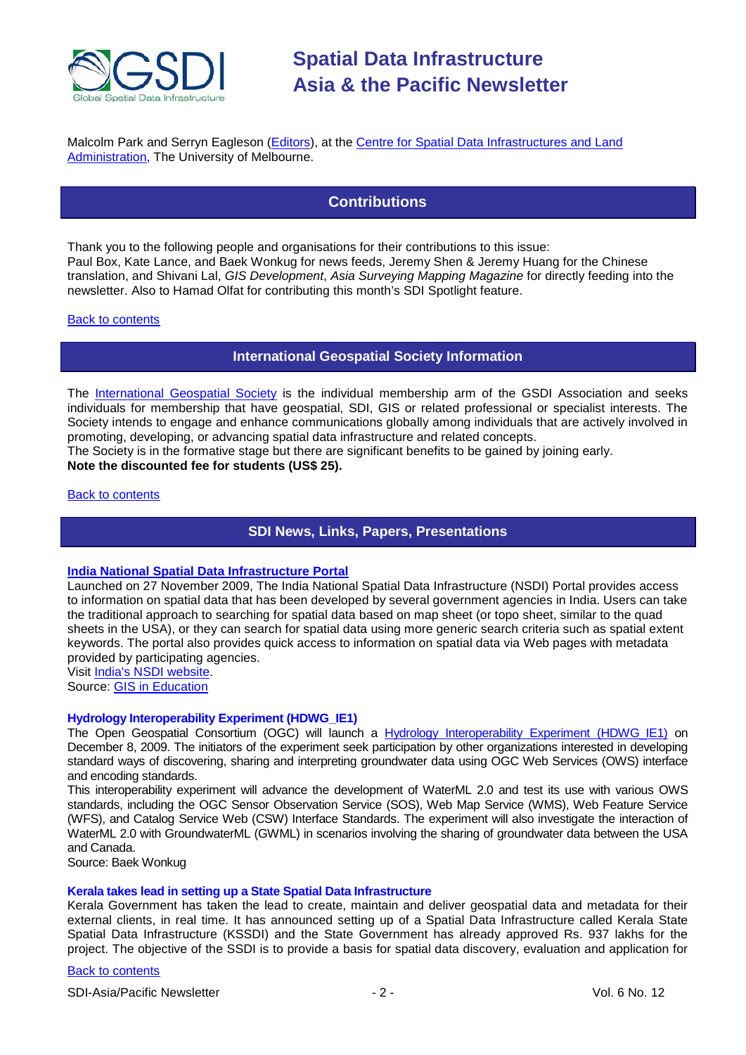Malcolm Park and Serryn Eagleson (Editors), at the Centre for Spatial Data Infrastructures and Land Administration, The University of Melbourne.

## Contributions

Thank you to the following people and organisations for their contributions to this issue:
Paul Box, Kate Lance, and Baek Wonkug for news feeds, Jeremy Shen & Jeremy Huang for the Chinese translation, and Shivani Lal, *GIS Development*, *Asia Surveying Mapping Magazine* for directly feeding into the newsletter. Also to Hamad Olfat for contributing this month's SDI Spotlight feature.

Back to contents

## International Geospatial Society Information

The International Geospatial Society is the individual membership arm of the GSDI Association and seeks individuals for membership that have geospatial, SDI, GIS or related professional or specialist interests. The Society intends to engage and enhance communications globally among individuals that are actively involved in promoting, developing, or advancing spatial data infrastructure and related concepts.
The Society is in the formative stage but there are significant benefits to be gained by joining early.
**Note the discounted fee for students (US$ 25).**

Back to contents

## SDI News, Links, Papers, Presentations

### India National Spatial Data Infrastructure Portal

Launched on 27 November 2009, The India National Spatial Data Infrastructure (NSDI) Portal provides access to information on spatial data that has been developed by several government agencies in India. Users can take the traditional approach to searching for spatial data based on map sheet (or topo sheet, similar to the quad sheets in the USA), or they can search for spatial data using more generic search criteria such as spatial extent keywords. The portal also provides quick access to information on spatial data via Web pages with metadata provided by participating agencies.
Visit India's NSDI website.
Source: GIS in Education

### Hydrology Interoperability Experiment (HDWG_IE1)

The Open Geospatial Consortium (OGC) will launch a Hydrology Interoperability Experiment (HDWG IE1) on December 8, 2009. The initiators of the experiment seek participation by other organizations interested in developing standard ways of discovering, sharing and interpreting groundwater data using OGC Web Services (OWS) interface and encoding standards.
This interoperability experiment will advance the development of WaterML 2.0 and test its use with various OWS standards, including the OGC Sensor Observation Service (SOS), Web Map Service (WMS), Web Feature Service (WFS), and Catalog Service Web (CSW) Interface Standards. The experiment will also investigate the interaction of WaterML 2.0 with GroundwaterML (GWML) in scenarios involving the sharing of groundwater data between the USA and Canada.
Source: Baek Wonkug

### Kerala takes lead in setting up a State Spatial Data Infrastructure

Kerala Government has taken the lead to create, maintain and deliver geospatial data and metadata for their external clients, in real time. It has announced setting up of a Spatial Data Infrastructure called Kerala State Spatial Data Infrastructure (KSSDI) and the State Government has already approved Rs. 937 lakhs for the project. The objective of the SSDI is to provide a basis for spatial data discovery, evaluation and application for

Back to contents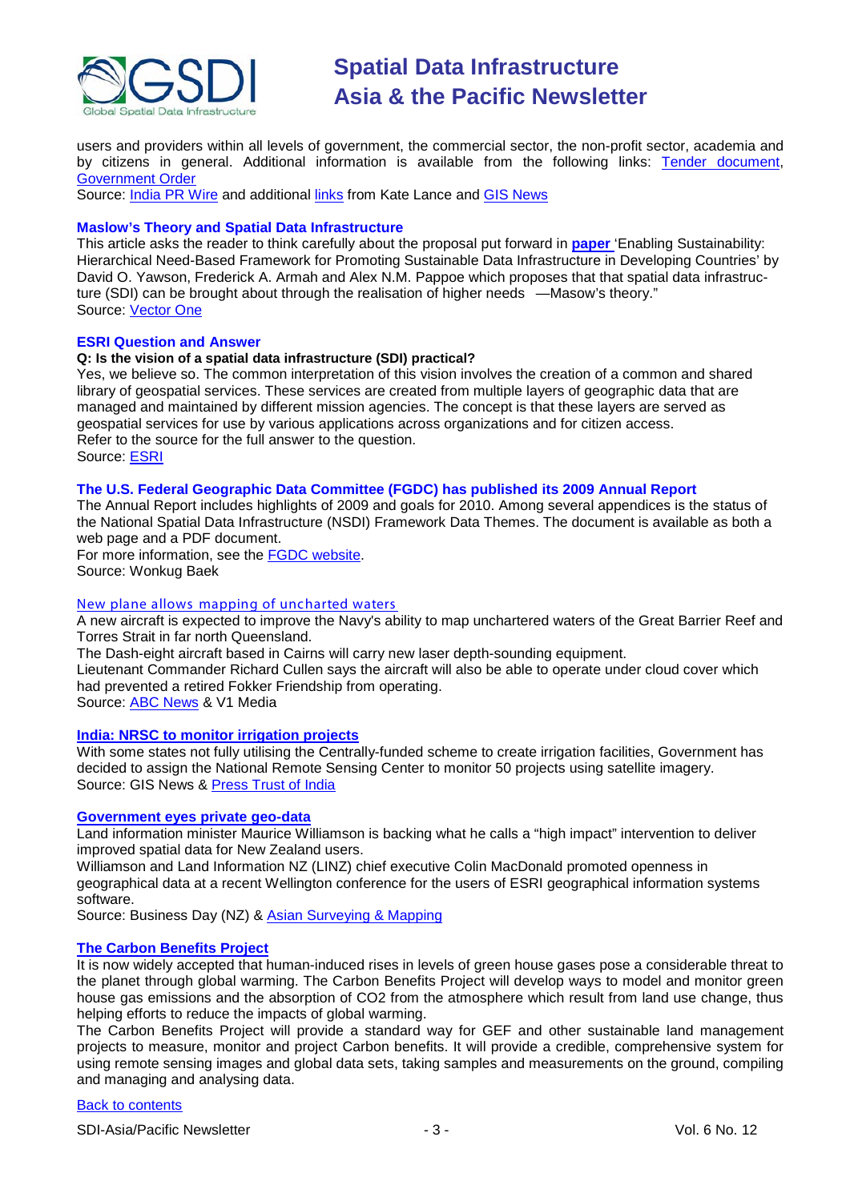users and providers within all levels of government, the commercial sector, the non-profit sector, academia and by citizens in general. Additional information is available from the following links: Tender document, Government Order

Source: India PR Wire and additional links from Kate Lance and GIS News

### Maslow's Theory and Spatial Data Infrastructure

This article asks the reader to think carefully about the proposal put forward in **paper** 'Enabling Sustainability: Hierarchical Need-Based Framework for Promoting Sustainable Data Infrastructure in Developing Countries' by David O. Yawson, Frederick A. Armah and Alex N.M. Pappoe which proposes that that spatial data infrastructure (SDI) can be brought about through the realisation of higher needs —Masow's theory."

Source: Vector One

### ESRI Question and Answer

**Q: Is the vision of a spatial data infrastructure (SDI) practical?**

Yes, we believe so. The common interpretation of this vision involves the creation of a common and shared library of geospatial services. These services are created from multiple layers of geographic data that are managed and maintained by different mission agencies. The concept is that these layers are served as geospatial services for use by various applications across organizations and for citizen access.

Refer to the source for the full answer to the question.

Source: ESRI

### The U.S. Federal Geographic Data Committee (FGDC) has published its 2009 Annual Report

The Annual Report includes highlights of 2009 and goals for 2010. Among several appendices is the status of the National Spatial Data Infrastructure (NSDI) Framework Data Themes. The document is available as both a web page and a PDF document.

For more information, see the FGDC website.

Source: Wonkug Baek

### New plane allows mapping of uncharted waters

A new aircraft is expected to improve the Navy's ability to map unchartered waters of the Great Barrier Reef and Torres Strait in far north Queensland.

The Dash-eight aircraft based in Cairns will carry new laser depth-sounding equipment.

Lieutenant Commander Richard Cullen says the aircraft will also be able to operate under cloud cover which had prevented a retired Fokker Friendship from operating.

Source: ABC News & V1 Media

### India: NRSC to monitor irrigation projects

With some states not fully utilising the Centrally-funded scheme to create irrigation facilities, Government has decided to assign the National Remote Sensing Center to monitor 50 projects using satellite imagery.

Source: GIS News & Press Trust of India

### Government eyes private geo-data

Land information minister Maurice Williamson is backing what he calls a "high impact" intervention to deliver improved spatial data for New Zealand users.

Williamson and Land Information NZ (LINZ) chief executive Colin MacDonald promoted openness in geographical data at a recent Wellington conference for the users of ESRI geographical information systems software.

Source: Business Day (NZ) & Asian Surveying & Mapping

### The Carbon Benefits Project

It is now widely accepted that human-induced rises in levels of green house gases pose a considerable threat to the planet through global warming. The Carbon Benefits Project will develop ways to model and monitor green house gas emissions and the absorption of $CO_2$ from the atmosphere which result from land use change, thus helping efforts to reduce the impacts of global warming.

The Carbon Benefits Project will provide a standard way for GEF and other sustainable land management projects to measure, monitor and project Carbon benefits. It will provide a credible, comprehensive system for using remote sensing images and global data sets, taking samples and measurements on the ground, compiling and managing and analysing data.

Back to contents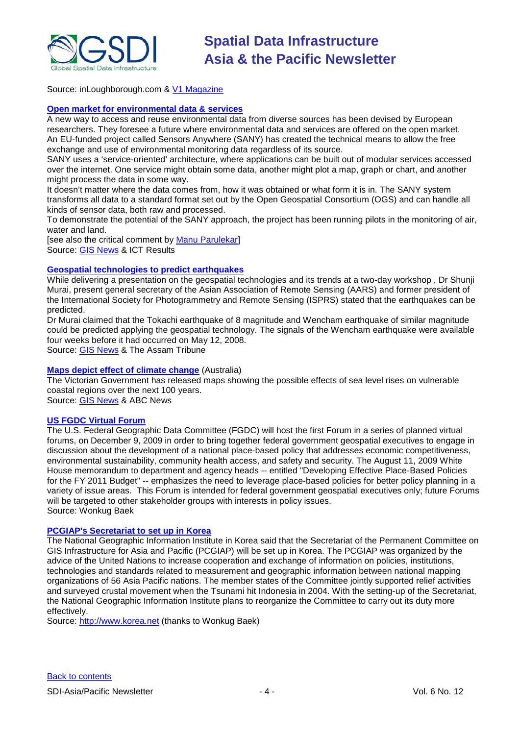Source: inLoughborough.com & V1 Magazine

### Open market for environmental data & services

A new way to access and reuse environmental data from diverse sources has been devised by European researchers. They foresee a future where environmental data and services are offered on the open market. An EU-funded project called Sensors Anywhere (SANY) has created the technical means to allow the free exchange and use of environmental monitoring data regardless of its source.

SANY uses a 'service-oriented' architecture, where applications can be built out of modular services accessed over the internet. One service might obtain some data, another might plot a map, graph or chart, and another might process the data in some way.

It doesn't matter where the data comes from, how it was obtained or what form it is in. The SANY system transforms all data to a standard format set out by the Open Geospatial Consortium (OGS) and can handle all kinds of sensor data, both raw and processed.

To demonstrate the potential of the SANY approach, the project has been running pilots in the monitoring of air, water and land.

[see also the critical comment by Manu Parulekar]

Source: GIS News & ICT Results

### Geospatial technologies to predict earthquakes

While delivering a presentation on the geospatial technologies and its trends at a two-day workshop , Dr Shunji Murai, present general secretary of the Asian Association of Remote Sensing (AARS) and former president of the International Society for Photogrammetry and Remote Sensing (ISPRS) stated that the earthquakes can be predicted.

Dr Murai claimed that the Tokachi earthquake of 8 magnitude and Wencham earthquake of similar magnitude could be predicted applying the geospatial technology. The signals of the Wencham earthquake were available four weeks before it had occurred on May 12, 2008.

Source: GIS News & The Assam Tribune

### Maps depict effect of climate change (Australia)

The Victorian Government has released maps showing the possible effects of sea level rises on vulnerable coastal regions over the next 100 years.

Source: GIS News & ABC News

### US FGDC Virtual Forum

The U.S. Federal Geographic Data Committee (FGDC) will host the first Forum in a series of planned virtual forums, on December 9, 2009 in order to bring together federal government geospatial executives to engage in discussion about the development of a national place-based policy that addresses economic competitiveness, environmental sustainability, community health access, and safety and security. The August 11, 2009 White House memorandum to department and agency heads -- entitled "Developing Effective Place-Based Policies for the FY 2011 Budget" -- emphasizes the need to leverage place-based policies for better policy planning in a variety of issue areas. This Forum is intended for federal government geospatial executives only; future Forums will be targeted to other stakeholder groups with interests in policy issues.

Source: Wonkug Baek

### PCGIAP's Secretariat to set up in Korea

The National Geographic Information Institute in Korea said that the Secretariat of the Permanent Committee on GIS Infrastructure for Asia and Pacific (PCGIAP) will be set up in Korea. The PCGIAP was organized by the advice of the United Nations to increase cooperation and exchange of information on policies, institutions, technologies and standards related to measurement and geographic information between national mapping organizations of 56 Asia Pacific nations. The member states of the Committee jointly supported relief activities and surveyed crustal movement when the Tsunami hit Indonesia in 2004. With the setting-up of the Secretariat, the National Geographic Information Institute plans to reorganize the Committee to carry out its duty more effectively.

Source: http://www.korea.net (thanks to Wonkug Baek)

Back to contents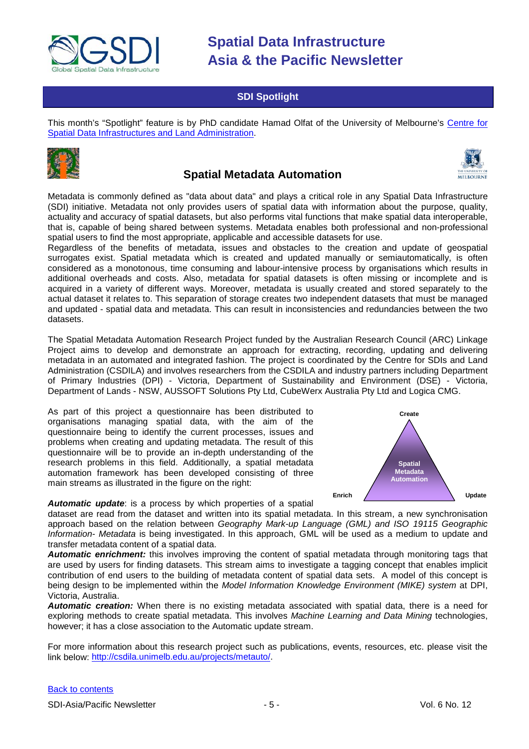## SDI Spotlight

This month's "Spotlight" feature is by PhD candidate Hamad Olfat of the University of Melbourne's [Centre for Spatial Data Infrastructures and Land Administration](#).

### Spatial Metadata Automation

Metadata is commonly defined as "data about data" and plays a critical role in any Spatial Data Infrastructure (SDI) initiative. Metadata not only provides users of spatial data with information about the purpose, quality, actuality and accuracy of spatial datasets, but also performs vital functions that make spatial data interoperable, that is, capable of being shared between systems. Metadata enables both professional and non-professional spatial users to find the most appropriate, applicable and accessible datasets for use.

Regardless of the benefits of metadata, issues and obstacles to the creation and update of geospatial surrogates exist. Spatial metadata which is created and updated manually or semiautomatically, is often considered as a monotonous, time consuming and labour-intensive process by organisations which results in additional overheads and costs. Also, metadata for spatial datasets is often missing or incomplete and is acquired in a variety of different ways. Moreover, metadata is usually created and stored separately to the actual dataset it relates to. This separation of storage creates two independent datasets that must be managed and updated - spatial data and metadata. This can result in inconsistencies and redundancies between the two datasets.

The Spatial Metadata Automation Research Project funded by the Australian Research Council (ARC) Linkage Project aims to develop and demonstrate an approach for extracting, recording, updating and delivering metadata in an automated and integrated fashion. The project is coordinated by the Centre for SDIs and Land Administration (CSDILA) and involves researchers from the CSDILA and industry partners including Department of Primary Industries (DPI) - Victoria, Department of Sustainability and Environment (DSE) - Victoria, Department of Lands - NSW, AUSSOFT Solutions Pty Ltd, CubeWerx Australia Pty Ltd and Logica CMG.

As part of this project a questionnaire has been distributed to organisations managing spatial data, with the aim of the questionnaire being to identify the current processes, issues and problems when creating and updating metadata. The result of this questionnaire will be to provide an in-depth understanding of the research problems in this field. Additionally, a spatial metadata automation framework has been developed consisting of three main streams as illustrated in the figure on the right:

Create

Spatial Metadata Automation

Enrich                                                    Update

***Automatic update***: is a process by which properties of a spatial dataset are read from the dataset and written into its spatial metadata. In this stream, a new synchronisation approach based on the relation between *Geography Mark-up Language (GML) and ISO 19115 Geographic Information- Metadata* is being investigated. In this approach, GML will be used as a medium to update and transfer metadata content of a spatial data.

***Automatic enrichment:*** this involves improving the content of spatial metadata through monitoring tags that are used by users for finding datasets. This stream aims to investigate a tagging concept that enables implicit contribution of end users to the building of metadata content of spatial data sets. A model of this concept is being design to be implemented within the *Model Information Knowledge Environment (MIKE) system* at DPI, Victoria, Australia.

***Automatic creation:*** When there is no existing metadata associated with spatial data, there is a need for exploring methods to create spatial metadata. This involves *Machine Learning and Data Mining* technologies, however; it has a close association to the Automatic update stream.

For more information about this research project such as publications, events, resources, etc. please visit the link below: [http://csdila.unimelb.edu.au/projects/metauto/](http://csdila.unimelb.edu.au/projects/metauto/).

[Back to contents](#)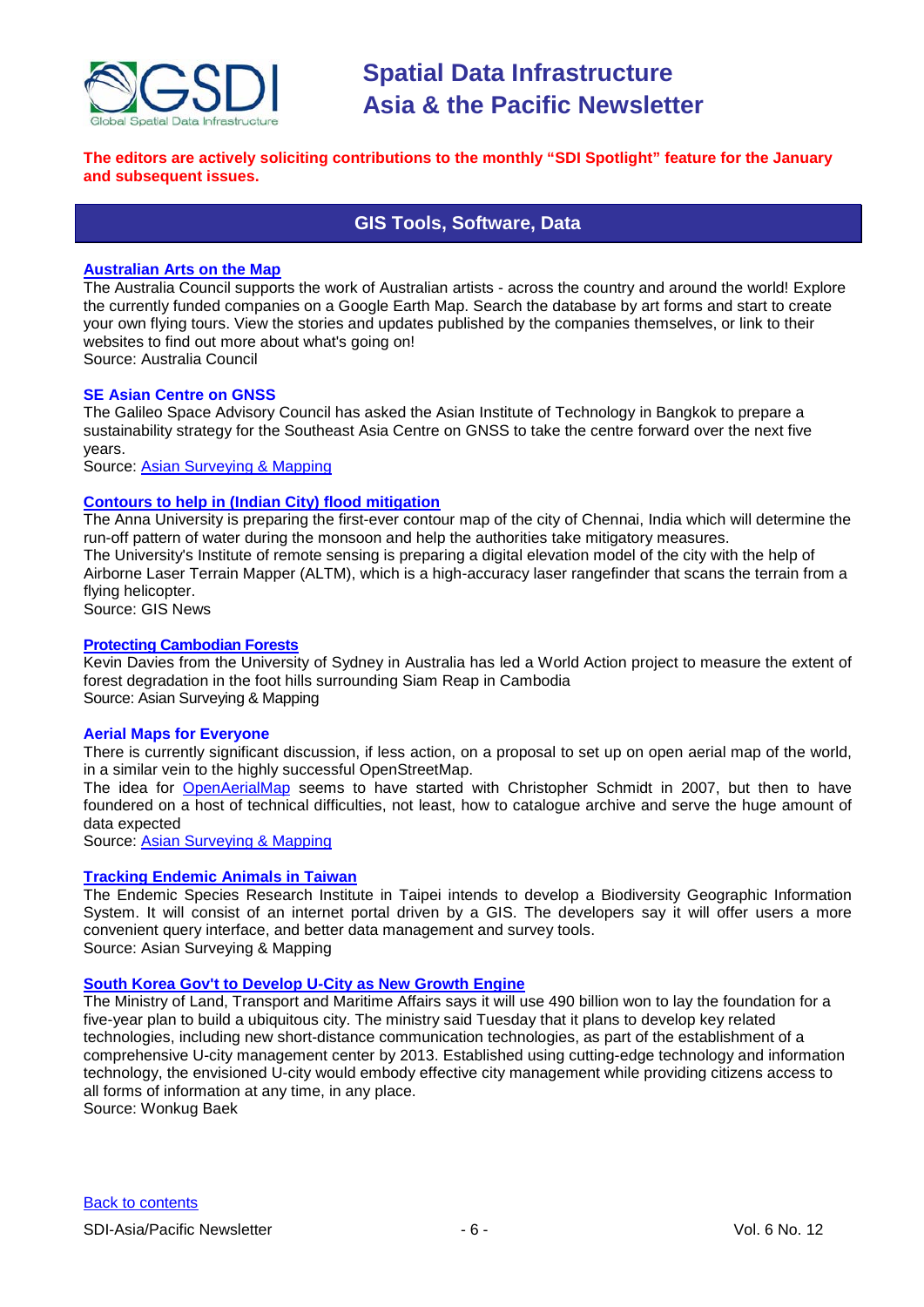**The editors are actively soliciting contributions to the monthly "SDI Spotlight" feature for the January and subsequent issues.**

## GIS Tools, Software, Data

### Australian Arts on the Map

The Australia Council supports the work of Australian artists - across the country and around the world! Explore the currently funded companies on a Google Earth Map. Search the database by art forms and start to create your own flying tours. View the stories and updates published by the companies themselves, or link to their websites to find out more about what's going on!
Source: Australia Council

### SE Asian Centre on GNSS

The Galileo Space Advisory Council has asked the Asian Institute of Technology in Bangkok to prepare a sustainability strategy for the Southeast Asia Centre on GNSS to take the centre forward over the next five years.
Source: Asian Surveying & Mapping

### Contours to help in (Indian City) flood mitigation

The Anna University is preparing the first-ever contour map of the city of Chennai, India which will determine the run-off pattern of water during the monsoon and help the authorities take mitigatory measures.
The University's Institute of remote sensing is preparing a digital elevation model of the city with the help of Airborne Laser Terrain Mapper (ALTM), which is a high-accuracy laser rangefinder that scans the terrain from a flying helicopter.
Source: GIS News

### Protecting Cambodian Forests

Kevin Davies from the University of Sydney in Australia has led a World Action project to measure the extent of forest degradation in the foot hills surrounding Siam Reap in Cambodia
Source: Asian Surveying & Mapping

### Aerial Maps for Everyone

There is currently significant discussion, if less action, on a proposal to set up on open aerial map of the world, in a similar vein to the highly successful OpenStreetMap.
The idea for OpenAerialMap seems to have started with Christopher Schmidt in 2007, but then to have foundered on a host of technical difficulties, not least, how to catalogue archive and serve the huge amount of data expected
Source: Asian Surveying & Mapping

### Tracking Endemic Animals in Taiwan

The Endemic Species Research Institute in Taipei intends to develop a Biodiversity Geographic Information System. It will consist of an internet portal driven by a GIS. The developers say it will offer users a more convenient query interface, and better data management and survey tools.
Source: Asian Surveying & Mapping

### South Korea Gov't to Develop U-City as New Growth Engine

The Ministry of Land, Transport and Maritime Affairs says it will use 490 billion won to lay the foundation for a five-year plan to build a ubiquitous city. The ministry said Tuesday that it plans to develop key related technologies, including new short-distance communication technologies, as part of the establishment of a comprehensive U-city management center by 2013. Established using cutting-edge technology and information technology, the envisioned U-city would embody effective city management while providing citizens access to all forms of information at any time, in any place.
Source: Wonkug Baek

Back to contents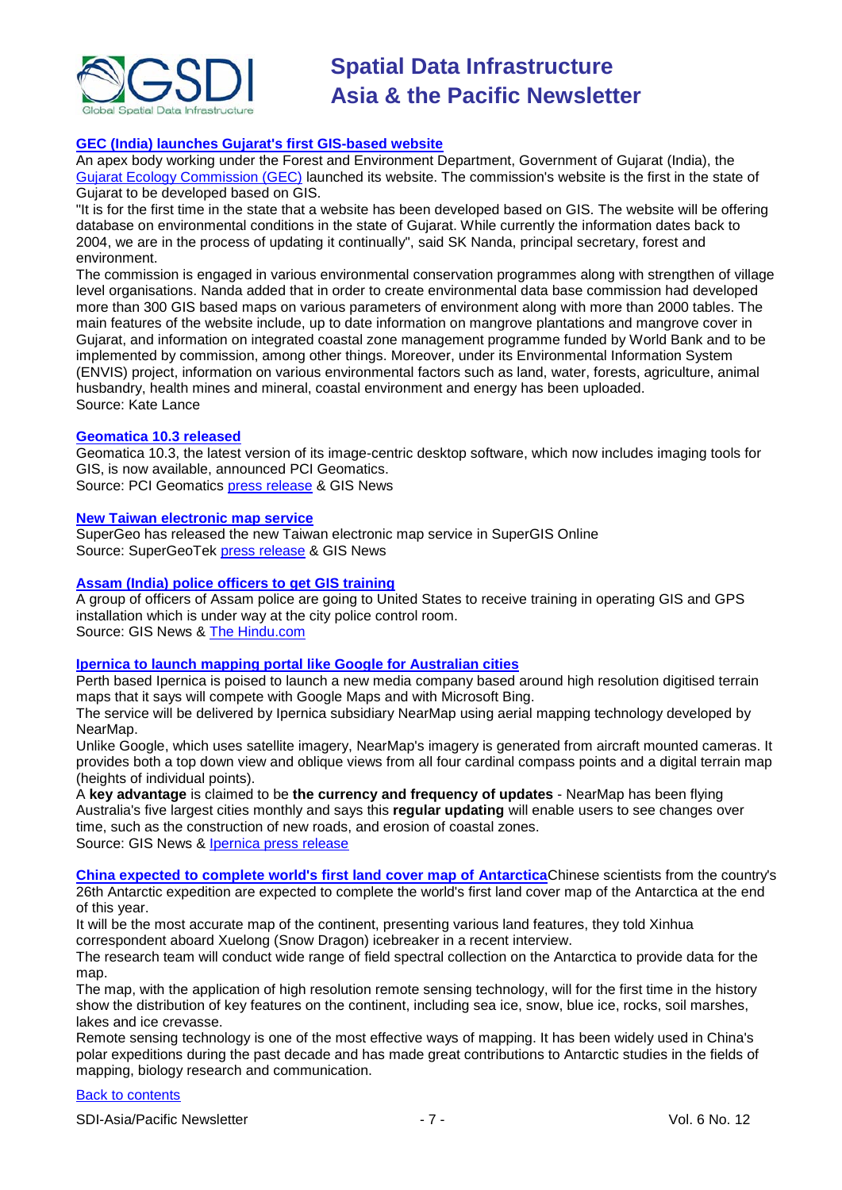### GEC (India) launches Gujarat's first GIS-based website

An apex body working under the Forest and Environment Department, Government of Gujarat (India), the Gujarat Ecology Commission (GEC) launched its website. The commission's website is the first in the state of Gujarat to be developed based on GIS.

"It is for the first time in the state that a website has been developed based on GIS. The website will be offering database on environmental conditions in the state of Gujarat. While currently the information dates back to 2004, we are in the process of updating it continually", said SK Nanda, principal secretary, forest and environment.

The commission is engaged in various environmental conservation programmes along with strengthen of village level organisations. Nanda added that in order to create environmental data base commission had developed more than 300 GIS based maps on various parameters of environment along with more than 2000 tables. The main features of the website include, up to date information on mangrove plantations and mangrove cover in Gujarat, and information on integrated coastal zone management programme funded by World Bank and to be implemented by commission, among other things. Moreover, under its Environmental Information System (ENVIS) project, information on various environmental factors such as land, water, forests, agriculture, animal husbandry, health mines and mineral, coastal environment and energy has been uploaded.

Source: Kate Lance

### Geomatica 10.3 released

Geomatica 10.3, the latest version of its image-centric desktop software, which now includes imaging tools for GIS, is now available, announced PCI Geomatics.

Source: PCI Geomatics press release & GIS News

### New Taiwan electronic map service

SuperGeo has released the new Taiwan electronic map service in SuperGIS Online

Source: SuperGeoTek press release & GIS News

### Assam (India) police officers to get GIS training

A group of officers of Assam police are going to United States to receive training in operating GIS and GPS installation which is under way at the city police control room.

Source: GIS News & The Hindu.com

### Ipernica to launch mapping portal like Google for Australian cities

Perth based Ipernica is poised to launch a new media company based around high resolution digitised terrain maps that it says will compete with Google Maps and with Microsoft Bing.

The service will be delivered by Ipernica subsidiary NearMap using aerial mapping technology developed by NearMap.

Unlike Google, which uses satellite imagery, NearMap's imagery is generated from aircraft mounted cameras. It provides both a top down view and oblique views from all four cardinal compass points and a digital terrain map (heights of individual points).

A **key advantage** is claimed to be **the currency and frequency of updates** - NearMap has been flying Australia's five largest cities monthly and says this **regular updating** will enable users to see changes over time, such as the construction of new roads, and erosion of coastal zones.

Source: GIS News & Ipernica press release

### China expected to complete world's first land cover map of Antarctica

Chinese scientists from the country's 26th Antarctic expedition are expected to complete the world's first land cover map of the Antarctica at the end of this year.

It will be the most accurate map of the continent, presenting various land features, they told Xinhua correspondent aboard Xuelong (Snow Dragon) icebreaker in a recent interview.

The research team will conduct wide range of field spectral collection on the Antarctica to provide data for the map.

The map, with the application of high resolution remote sensing technology, will for the first time in the history show the distribution of key features on the continent, including sea ice, snow, blue ice, rocks, soil marshes, lakes and ice crevasse.

Remote sensing technology is one of the most effective ways of mapping. It has been widely used in China's polar expeditions during the past decade and has made great contributions to Antarctic studies in the fields of mapping, biology research and communication.

Back to contents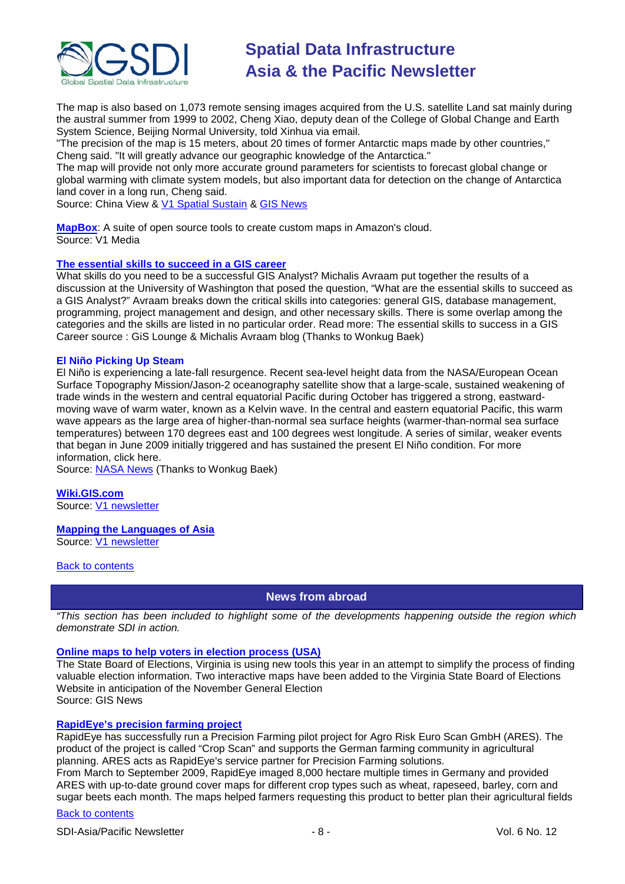The map is also based on 1,073 remote sensing images acquired from the U.S. satellite Land sat mainly during the austral summer from 1999 to 2002, Cheng Xiao, deputy dean of the College of Global Change and Earth System Science, Beijing Normal University, told Xinhua via email.

"The precision of the map is 15 meters, about 20 times of former Antarctic maps made by other countries," Cheng said. "It will greatly advance our geographic knowledge of the Antarctica."

The map will provide not only more accurate ground parameters for scientists to forecast global change or global warming with climate system models, but also important data for detection on the change of Antarctica land cover in a long run, Cheng said.

Source: China View & V1 Spatial Sustain & GIS News

**MapBox**: A suite of open source tools to create custom maps in Amazon's cloud.
Source: V1 Media

**The essential skills to succeed in a GIS career**

What skills do you need to be a successful GIS Analyst? Michalis Avraam put together the results of a discussion at the University of Washington that posed the question, "What are the essential skills to succeed as a GIS Analyst?" Avraam breaks down the critical skills into categories: general GIS, database management, programming, project management and design, and other necessary skills. There is some overlap among the categories and the skills are listed in no particular order. Read more: The essential skills to success in a GIS Career source : GiS Lounge & Michalis Avraam blog (Thanks to Wonkug Baek)

**El Niño Picking Up Steam**

El Niño is experiencing a late-fall resurgence. Recent sea-level height data from the NASA/European Ocean Surface Topography Mission/Jason-2 oceanography satellite show that a large-scale, sustained weakening of trade winds in the western and central equatorial Pacific during October has triggered a strong, eastward-moving wave of warm water, known as a Kelvin wave. In the central and eastern equatorial Pacific, this warm wave appears as the large area of higher-than-normal sea surface heights (warmer-than-normal sea surface temperatures) between 170 degrees east and 100 degrees west longitude. A series of similar, weaker events that began in June 2009 initially triggered and has sustained the present El Niño condition. For more information, click here.

Source: NASA News (Thanks to Wonkug Baek)

**Wiki.GIS.com**
Source: V1 newsletter

**Mapping the Languages of Asia**
Source: V1 newsletter

Back to contents

## News from abroad

*"This section has been included to highlight some of the developments happening outside the region which demonstrate SDI in action.*

**Online maps to help voters in election process (USA)**

The State Board of Elections, Virginia is using new tools this year in an attempt to simplify the process of finding valuable election information. Two interactive maps have been added to the Virginia State Board of Elections Website in anticipation of the November General Election

Source: GIS News

**RapidEye's precision farming project**

RapidEye has successfully run a Precision Farming pilot project for Agro Risk Euro Scan GmbH (ARES). The product of the project is called "Crop Scan" and supports the German farming community in agricultural planning. ARES acts as RapidEye's service partner for Precision Farming solutions.

From March to September 2009, RapidEye imaged 8,000 hectare multiple times in Germany and provided ARES with up-to-date ground cover maps for different crop types such as wheat, rapeseed, barley, corn and sugar beets each month. The maps helped farmers requesting this product to better plan their agricultural fields

Back to contents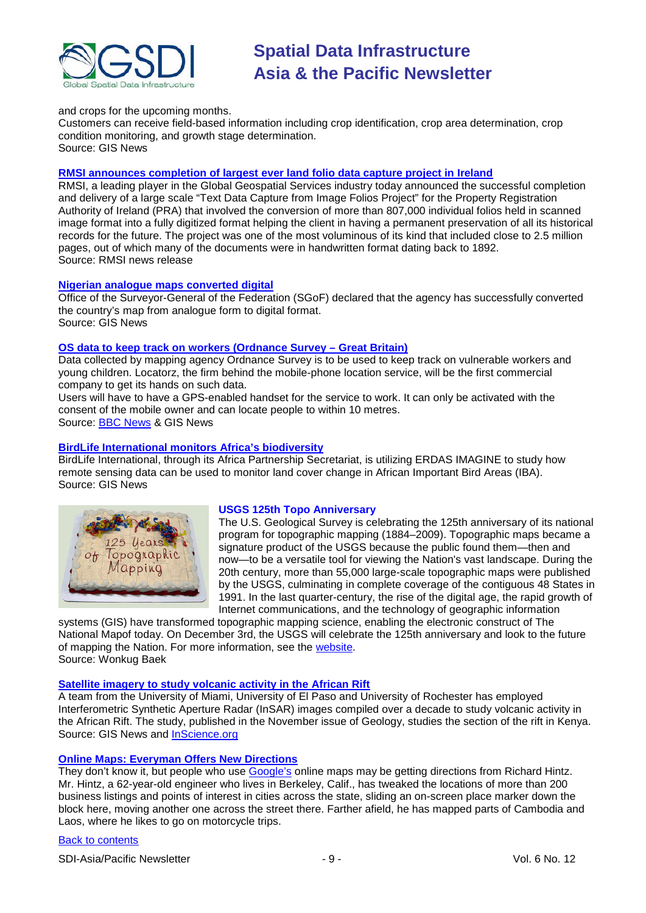and crops for the upcoming months.
Customers can receive field-based information including crop identification, crop area determination, crop condition monitoring, and growth stage determination.
Source: GIS News

**RMSI announces completion of largest ever land folio data capture project in Ireland**
RMSI, a leading player in the Global Geospatial Services industry today announced the successful completion and delivery of a large scale "Text Data Capture from Image Folios Project" for the Property Registration Authority of Ireland (PRA) that involved the conversion of more than 807,000 individual folios held in scanned image format into a fully digitized format helping the client in having a permanent preservation of all its historical records for the future. The project was one of the most voluminous of its kind that included close to 2.5 million pages, out of which many of the documents were in handwritten format dating back to 1892.
Source: RMSI news release

**Nigerian analogue maps converted digital**
Office of the Surveyor-General of the Federation (SGoF) declared that the agency has successfully converted the country's map from analogue form to digital format.
Source: GIS News

**OS data to keep track on workers (Ordnance Survey – Great Britain)**
Data collected by mapping agency Ordnance Survey is to be used to keep track on vulnerable workers and young children. Locatorz, the firm behind the mobile-phone location service, will be the first commercial company to get its hands on such data.
Users will have to have a GPS-enabled handset for the service to work. It can only be activated with the consent of the mobile owner and can locate people to within 10 metres.
Source: BBC News & GIS News

**BirdLife International monitors Africa's biodiversity**
BirdLife International, through its Africa Partnership Secretariat, is utilizing ERDAS IMAGINE to study how remote sensing data can be used to monitor land cover change in African Important Bird Areas (IBA).
Source: GIS News

**USGS 125th Topo Anniversary**
The U.S. Geological Survey is celebrating the 125th anniversary of its national program for topographic mapping (1884–2009). Topographic maps became a signature product of the USGS because the public found them—then and now—to be a versatile tool for viewing the Nation's vast landscape. During the 20th century, more than 55,000 large-scale topographic maps were published by the USGS, culminating in complete coverage of the contiguous 48 States in 1991. In the last quarter-century, the rise of the digital age, the rapid growth of Internet communications, and the technology of geographic information systems (GIS) have transformed topographic mapping science, enabling the electronic construct of The National Mapof today. On December 3rd, the USGS will celebrate the 125th anniversary and look to the future of mapping the Nation. For more information, see the website.
Source: Wonkug Baek

**Satellite imagery to study volcanic activity in the African Rift**
A team from the University of Miami, University of El Paso and University of Rochester has employed Interferometric Synthetic Aperture Radar (InSAR) images compiled over a decade to study volcanic activity in the African Rift. The study, published in the November issue of Geology, studies the section of the rift in Kenya.
Source: GIS News and InScience.org

**Online Maps: Everyman Offers New Directions**
They don't know it, but people who use Google's online maps may be getting directions from Richard Hintz. Mr. Hintz, a 62-year-old engineer who lives in Berkeley, Calif., has tweaked the locations of more than 200 business listings and points of interest in cities across the state, sliding an on-screen place marker down the block here, moving another one across the street there. Farther afield, he has mapped parts of Cambodia and Laos, where he likes to go on motorcycle trips.

Back to contents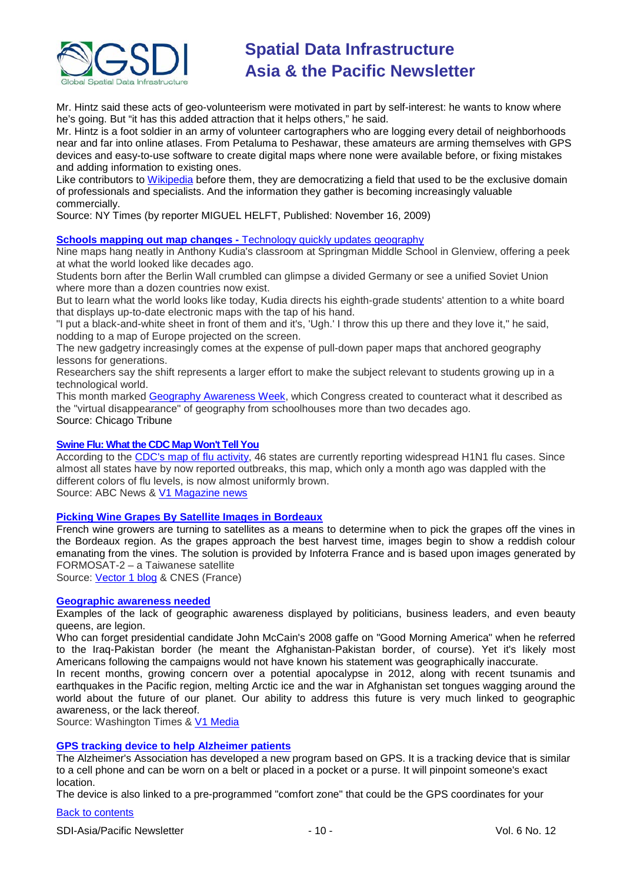Mr. Hintz said these acts of geo-volunteerism were motivated in part by self-interest: he wants to know where he's going. But "it has this added attraction that it helps others," he said.
Mr. Hintz is a foot soldier in an army of volunteer cartographers who are logging every detail of neighborhoods near and far into online atlases. From Petaluma to Peshawar, these amateurs are arming themselves with GPS devices and easy-to-use software to create digital maps where none were available before, or fixing mistakes and adding information to existing ones.
Like contributors to Wikipedia before them, they are democratizing a field that used to be the exclusive domain of professionals and specialists. And the information they gather is becoming increasingly valuable commercially.
Source: NY Times (by reporter MIGUEL HELFT, Published: November 16, 2009)

### Schools mapping out map changes - Technology quickly updates geography

Nine maps hang neatly in Anthony Kudia's classroom at Springman Middle School in Glenview, offering a peek at what the world looked like decades ago.
Students born after the Berlin Wall crumbled can glimpse a divided Germany or see a unified Soviet Union where more than a dozen countries now exist.
But to learn what the world looks like today, Kudia directs his eighth-grade students' attention to a white board that displays up-to-date electronic maps with the tap of his hand.
"I put a black-and-white sheet in front of them and it's, 'Ugh.' I throw this up there and they love it," he said, nodding to a map of Europe projected on the screen.
The new gadgetry increasingly comes at the expense of pull-down paper maps that anchored geography lessons for generations.
Researchers say the shift represents a larger effort to make the subject relevant to students growing up in a technological world.
This month marked Geography Awareness Week, which Congress created to counteract what it described as the "virtual disappearance" of geography from schoolhouses more than two decades ago.
Source: Chicago Tribune

### Swine Flu: What the CDC Map Won't Tell You

According to the CDC's map of flu activity, 46 states are currently reporting widespread H1N1 flu cases. Since almost all states have by now reported outbreaks, this map, which only a month ago was dappled with the different colors of flu levels, is now almost uniformly brown.
Source: ABC News & V1 Magazine news

### Picking Wine Grapes By Satellite Images in Bordeaux

French wine growers are turning to satellites as a means to determine when to pick the grapes off the vines in the Bordeaux region. As the grapes approach the best harvest time, images begin to show a reddish colour emanating from the vines. The solution is provided by Infoterra France and is based upon images generated by FORMOSAT-2 – a Taiwanese satellite
Source: Vector 1 blog & CNES (France)

### Geographic awareness needed

Examples of the lack of geographic awareness displayed by politicians, business leaders, and even beauty queens, are legion.
Who can forget presidential candidate John McCain's 2008 gaffe on "Good Morning America" when he referred to the Iraq-Pakistan border (he meant the Afghanistan-Pakistan border, of course). Yet it's likely most Americans following the campaigns would not have known his statement was geographically inaccurate.
In recent months, growing concern over a potential apocalypse in 2012, along with recent tsunamis and earthquakes in the Pacific region, melting Arctic ice and the war in Afghanistan set tongues wagging around the world about the future of our planet. Our ability to address this future is very much linked to geographic awareness, or the lack thereof.
Source: Washington Times & V1 Media

### GPS tracking device to help Alzheimer patients

The Alzheimer's Association has developed a new program based on GPS. It is a tracking device that is similar to a cell phone and can be worn on a belt or placed in a pocket or a purse. It will pinpoint someone's exact location.
The device is also linked to a pre-programmed "comfort zone" that could be the GPS coordinates for your

Back to contents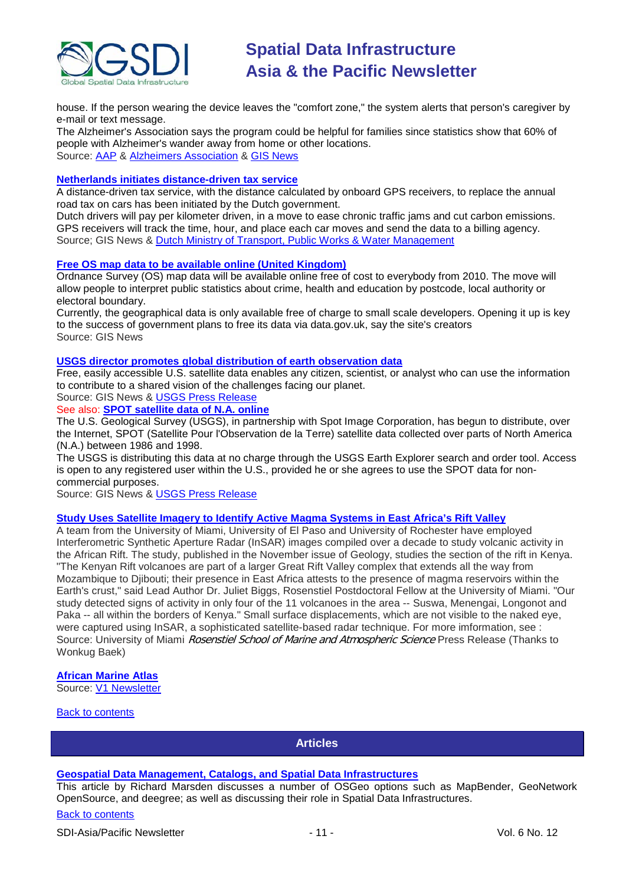house. If the person wearing the device leaves the "comfort zone," the system alerts that person's caregiver by e-mail or text message.

The Alzheimer's Association says the program could be helpful for families since statistics show that 60% of people with Alzheimer's wander away from home or other locations.

Source: AAP & Alzheimers Association & GIS News

**Netherlands initiates distance-driven tax service**

A distance-driven tax service, with the distance calculated by onboard GPS receivers, to replace the annual road tax on cars has been initiated by the Dutch government.

Dutch drivers will pay per kilometer driven, in a move to ease chronic traffic jams and cut carbon emissions. GPS receivers will track the time, hour, and place each car moves and send the data to a billing agency.

Source; GIS News & Dutch Ministry of Transport, Public Works & Water Management

**Free OS map data to be available online (United Kingdom)**

Ordnance Survey (OS) map data will be available online free of cost to everybody from 2010. The move will allow people to interpret public statistics about crime, health and education by postcode, local authority or electoral boundary.

Currently, the geographical data is only available free of charge to small scale developers. Opening it up is key to the success of government plans to free its data via data.gov.uk, say the site's creators

Source: GIS News

**USGS director promotes global distribution of earth observation data**

Free, easily accessible U.S. satellite data enables any citizen, scientist, or analyst who can use the information to contribute to a shared vision of the challenges facing our planet.

Source: GIS News & USGS Press Release

See also: **SPOT satellite data of N.A. online**

The U.S. Geological Survey (USGS), in partnership with Spot Image Corporation, has begun to distribute, over the Internet, SPOT (Satellite Pour l'Observation de la Terre) satellite data collected over parts of North America (N.A.) between 1986 and 1998.

The USGS is distributing this data at no charge through the USGS Earth Explorer search and order tool. Access is open to any registered user within the U.S., provided he or she agrees to use the SPOT data for non-commercial purposes.

Source: GIS News & USGS Press Release

**Study Uses Satellite Imagery to Identify Active Magma Systems in East Africa's Rift Valley**

A team from the University of Miami, University of El Paso and University of Rochester have employed Interferometric Synthetic Aperture Radar (InSAR) images compiled over a decade to study volcanic activity in the African Rift. The study, published in the November issue of Geology, studies the section of the rift in Kenya. "The Kenyan Rift volcanoes are part of a larger Great Rift Valley complex that extends all the way from Mozambique to Djibouti; their presence in East Africa attests to the presence of magma reservoirs within the Earth's crust," said Lead Author Dr. Juliet Biggs, Rosenstiel Postdoctoral Fellow at the University of Miami. "Our study detected signs of activity in only four of the 11 volcanoes in the area -- Suswa, Menengai, Longonot and Paka -- all within the borders of Kenya." Small surface displacements, which are not visible to the naked eye, were captured using InSAR, a sophisticated satellite-based radar technique. For more imformation, see : Source: University of Miami *Rosenstiel School of Marine and Atmospheric Science* Press Release (Thanks to Wonkug Baek)

**African Marine Atlas**

Source: V1 Newsletter

Back to contents

## Articles

**Geospatial Data Management, Catalogs, and Spatial Data Infrastructures**

This article by Richard Marsden discusses a number of OSGeo options such as MapBender, GeoNetwork OpenSource, and deegree; as well as discussing their role in Spatial Data Infrastructures.

Back to contents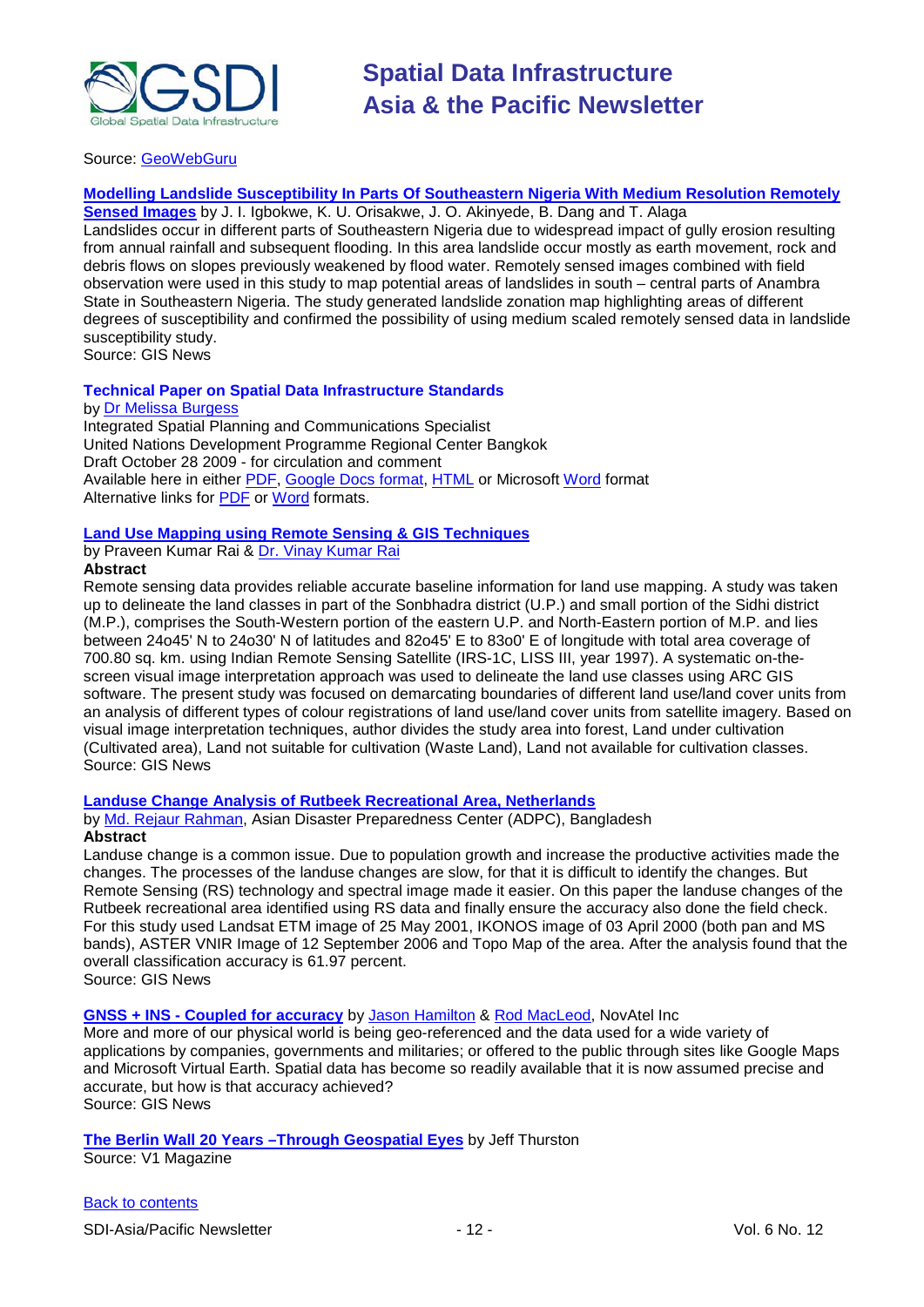Source: GeoWebGuru

**Modelling Landslide Susceptibility In Parts Of Southeastern Nigeria With Medium Resolution Remotely Sensed Images** by J. I. Igbokwe, K. U. Orisakwe, J. O. Akinyede, B. Dang and T. Alaga

Landslides occur in different parts of Southeastern Nigeria due to widespread impact of gully erosion resulting from annual rainfall and subsequent flooding. In this area landslide occur mostly as earth movement, rock and debris flows on slopes previously weakened by flood water. Remotely sensed images combined with field observation were used in this study to map potential areas of landslides in south – central parts of Anambra State in Southeastern Nigeria. The study generated landslide zonation map highlighting areas of different degrees of susceptibility and confirmed the possibility of using medium scaled remotely sensed data in landslide susceptibility study.

Source: GIS News

**Technical Paper on Spatial Data Infrastructure Standards**

by Dr Melissa Burgess

Integrated Spatial Planning and Communications Specialist

United Nations Development Programme Regional Center Bangkok

Draft October 28 2009 - for circulation and comment

Available here in either PDF, Google Docs format, HTML or Microsoft Word format

Alternative links for PDF or Word formats.

**Land Use Mapping using Remote Sensing & GIS Techniques**

by Praveen Kumar Rai & Dr. Vinay Kumar Rai

**Abstract**

Remote sensing data provides reliable accurate baseline information for land use mapping. A study was taken up to delineate the land classes in part of the Sonbhadra district (U.P.) and small portion of the Sidhi district (M.P.), comprises the South-Western portion of the eastern U.P. and North-Eastern portion of M.P. and lies between 24o45' N to 24o30' N of latitudes and 82o45' E to 83o0' E of longitude with total area coverage of 700.80 sq. km. using Indian Remote Sensing Satellite (IRS-1C, LISS III, year 1997). A systematic on-the-screen visual image interpretation approach was used to delineate the land use classes using ARC GIS software. The present study was focused on demarcating boundaries of different land use/land cover units from an analysis of different types of colour registrations of land use/land cover units from satellite imagery. Based on visual image interpretation techniques, author divides the study area into forest, Land under cultivation (Cultivated area), Land not suitable for cultivation (Waste Land), Land not available for cultivation classes.

Source: GIS News

**Landuse Change Analysis of Rutbeek Recreational Area, Netherlands**

by Md. Rejaur Rahman, Asian Disaster Preparedness Center (ADPC), Bangladesh

**Abstract**

Landuse change is a common issue. Due to population growth and increase the productive activities made the changes. The processes of the landuse changes are slow, for that it is difficult to identify the changes. But Remote Sensing (RS) technology and spectral image made it easier. On this paper the landuse changes of the Rutbeek recreational area identified using RS data and finally ensure the accuracy also done the field check. For this study used Landsat ETM image of 25 May 2001, IKONOS image of 03 April 2000 (both pan and MS bands), ASTER VNIR Image of 12 September 2006 and Topo Map of the area. After the analysis found that the overall classification accuracy is 61.97 percent.

Source: GIS News

**GNSS + INS - Coupled for accuracy** by Jason Hamilton & Rod MacLeod, NovAtel Inc

More and more of our physical world is being geo-referenced and the data used for a wide variety of applications by companies, governments and militaries; or offered to the public through sites like Google Maps and Microsoft Virtual Earth. Spatial data has become so readily available that it is now assumed precise and accurate, but how is that accuracy achieved?

Source: GIS News

**The Berlin Wall 20 Years –Through Geospatial Eyes** by Jeff Thurston

Source: V1 Magazine

Back to contents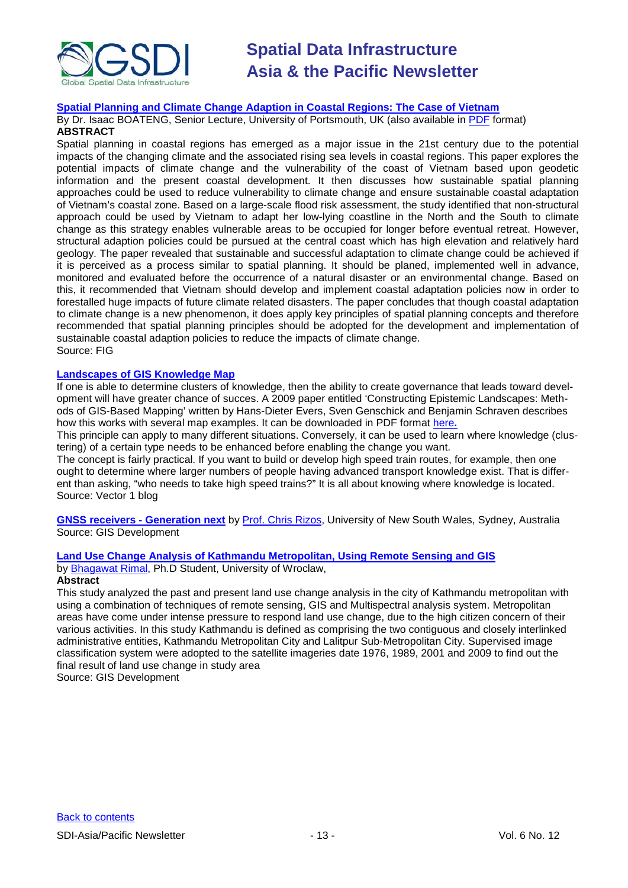### [Spatial Planning and Climate Change Adaption in Coastal Regions: The Case of Vietnam]

By Dr. Isaac BOATENG, Senior Lecture, University of Portsmouth, UK (also available in PDF format)

**ABSTRACT**

Spatial planning in coastal regions has emerged as a major issue in the 21st century due to the potential impacts of the changing climate and the associated rising sea levels in coastal regions. This paper explores the potential impacts of climate change and the vulnerability of the coast of Vietnam based upon geodetic information and the present coastal development. It then discusses how sustainable spatial planning approaches could be used to reduce vulnerability to climate change and ensure sustainable coastal adaptation of Vietnam's coastal zone. Based on a large-scale flood risk assessment, the study identified that non-structural approach could be used by Vietnam to adapt her low-lying coastline in the North and the South to climate change as this strategy enables vulnerable areas to be occupied for longer before eventual retreat. However, structural adaption policies could be pursued at the central coast which has high elevation and relatively hard geology. The paper revealed that sustainable and successful adaptation to climate change could be achieved if it is perceived as a process similar to spatial planning. It should be planed, implemented well in advance, monitored and evaluated before the occurrence of a natural disaster or an environmental change. Based on this, it recommended that Vietnam should develop and implement coastal adaptation policies now in order to forestalled huge impacts of future climate related disasters. The paper concludes that though coastal adaptation to climate change is a new phenomenon, it does apply key principles of spatial planning concepts and therefore recommended that spatial planning principles should be adopted for the development and implementation of sustainable coastal adaption policies to reduce the impacts of climate change.

Source: FIG

### Landscapes of GIS Knowledge Map

If one is able to determine clusters of knowledge, then the ability to create governance that leads toward development will have greater chance of succes. A 2009 paper entitled 'Constructing Epistemic Landscapes: Methods of GIS-Based Mapping' written by Hans-Dieter Evers, Sven Genschick and Benjamin Schraven describes how this works with several map examples. It can be downloaded in PDF format **here.**

This principle can apply to many different situations. Conversely, it can be used to learn where knowledge (clustering) of a certain type needs to be enhanced before enabling the change you want.

The concept is fairly practical. If you want to build or develop high speed train routes, for example, then one ought to determine where larger numbers of people having advanced transport knowledge exist. That is different than asking, "who needs to take high speed trains?" It is all about knowing where knowledge is located.

Source: Vector 1 blog

**GNSS receivers - Generation next** by Prof. Chris Rizos, University of New South Wales, Sydney, Australia

Source: GIS Development

### Land Use Change Analysis of Kathmandu Metropolitan, Using Remote Sensing and GIS

by Bhagawat Rimal, Ph.D Student, University of Wroclaw,

**Abstract**

This study analyzed the past and present land use change analysis in the city of Kathmandu metropolitan with using a combination of techniques of remote sensing, GIS and Multispectral analysis system. Metropolitan areas have come under intense pressure to respond land use change, due to the high citizen concern of their various activities. In this study Kathmandu is defined as comprising the two contiguous and closely interlinked administrative entities, Kathmandu Metropolitan City and Lalitpur Sub-Metropolitan City. Supervised image classification system were adopted to the satellite imageries date 1976, 1989, 2001 and 2009 to find out the final result of land use change in study area

Source: GIS Development

Back to contents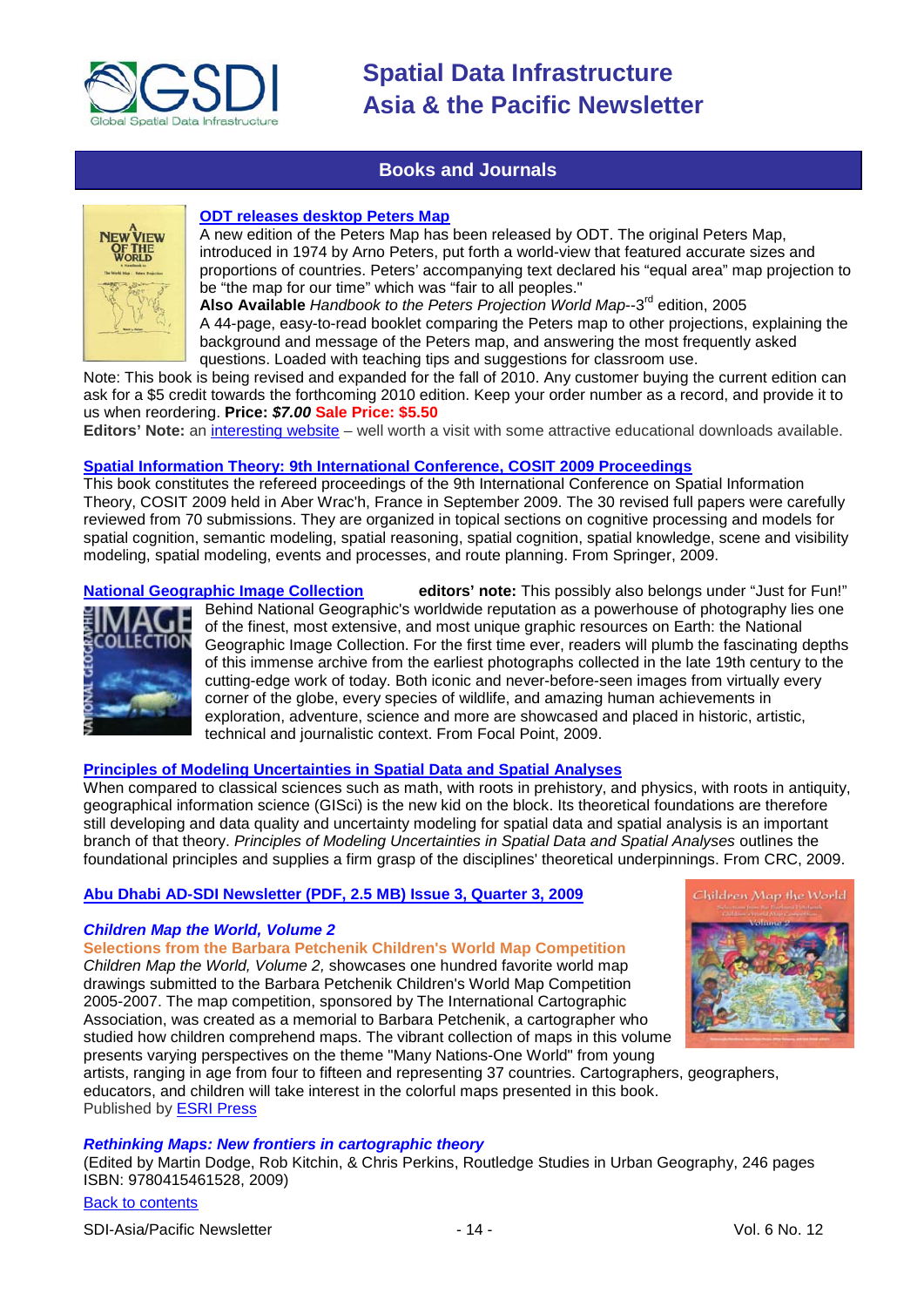## Books and Journals

**ODT releases desktop Peters Map**

A new edition of the Peters Map has been released by ODT. The original Peters Map, introduced in 1974 by Arno Peters, put forth a world-view that featured accurate sizes and proportions of countries. Peters' accompanying text declared his "equal area" map projection to be "the map for our time" which was "fair to all peoples."

**Also Available** *Handbook to the Peters Projection World Map*--3rd edition, 2005

A 44-page, easy-to-read booklet comparing the Peters map to other projections, explaining the background and message of the Peters map, and answering the most frequently asked questions. Loaded with teaching tips and suggestions for classroom use.

Note: This book is being revised and expanded for the fall of 2010. Any customer buying the current edition can ask for a $5 credit towards the forthcoming 2010 edition. Keep your order number as a record, and provide it to us when reordering. **Price:** ***$7.00*** **Sale Price: $5.50**

**Editors' Note:** an interesting website – well worth a visit with some attractive educational downloads available.

**Spatial Information Theory: 9th International Conference, COSIT 2009 Proceedings**

This book constitutes the refereed proceedings of the 9th International Conference on Spatial Information Theory, COSIT 2009 held in Aber Wrac'h, France in September 2009. The 30 revised full papers were carefully reviewed from 70 submissions. They are organized in topical sections on cognitive processing and models for spatial cognition, semantic modeling, spatial reasoning, spatial cognition, spatial knowledge, scene and visibility modeling, spatial modeling, events and processes, and route planning. From Springer, 2009.

**National Geographic Image Collection** **editors' note:** This possibly also belongs under "Just for Fun!"

Behind National Geographic's worldwide reputation as a powerhouse of photography lies one of the finest, most extensive, and most unique graphic resources on Earth: the National Geographic Image Collection. For the first time ever, readers will plumb the fascinating depths of this immense archive from the earliest photographs collected in the late 19th century to the cutting-edge work of today. Both iconic and never-before-seen images from virtually every corner of the globe, every species of wildlife, and amazing human achievements in exploration, adventure, science and more are showcased and placed in historic, artistic, technical and journalistic context. From Focal Point, 2009.

**Principles of Modeling Uncertainties in Spatial Data and Spatial Analyses**

When compared to classical sciences such as math, with roots in prehistory, and physics, with roots in antiquity, geographical information science (GISci) is the new kid on the block. Its theoretical foundations are therefore still developing and data quality and uncertainty modeling for spatial data and spatial analysis is an important branch of that theory. *Principles of Modeling Uncertainties in Spatial Data and Spatial Analyses* outlines the foundational principles and supplies a firm grasp of the disciplines' theoretical underpinnings. From CRC, 2009.

**Abu Dhabi AD-SDI Newsletter (PDF, 2.5 MB) Issue 3, Quarter 3, 2009**

***Children Map the World, Volume 2***

**Selections from the Barbara Petchenik Children's World Map Competition**

*Children Map the World, Volume 2,* showcases one hundred favorite world map drawings submitted to the Barbara Petchenik Children's World Map Competition 2005-2007. The map competition, sponsored by The International Cartographic Association, was created as a memorial to Barbara Petchenik, a cartographer who studied how children comprehend maps. The vibrant collection of maps in this volume presents varying perspectives on the theme "Many Nations-One World" from young artists, ranging in age from four to fifteen and representing 37 countries. Cartographers, geographers, educators, and children will take interest in the colorful maps presented in this book.

Published by ESRI Press

***Rethinking Maps: New frontiers in cartographic theory***

(Edited by Martin Dodge, Rob Kitchin, & Chris Perkins, Routledge Studies in Urban Geography, 246 pages ISBN: 9780415461528, 2009)

Back to contents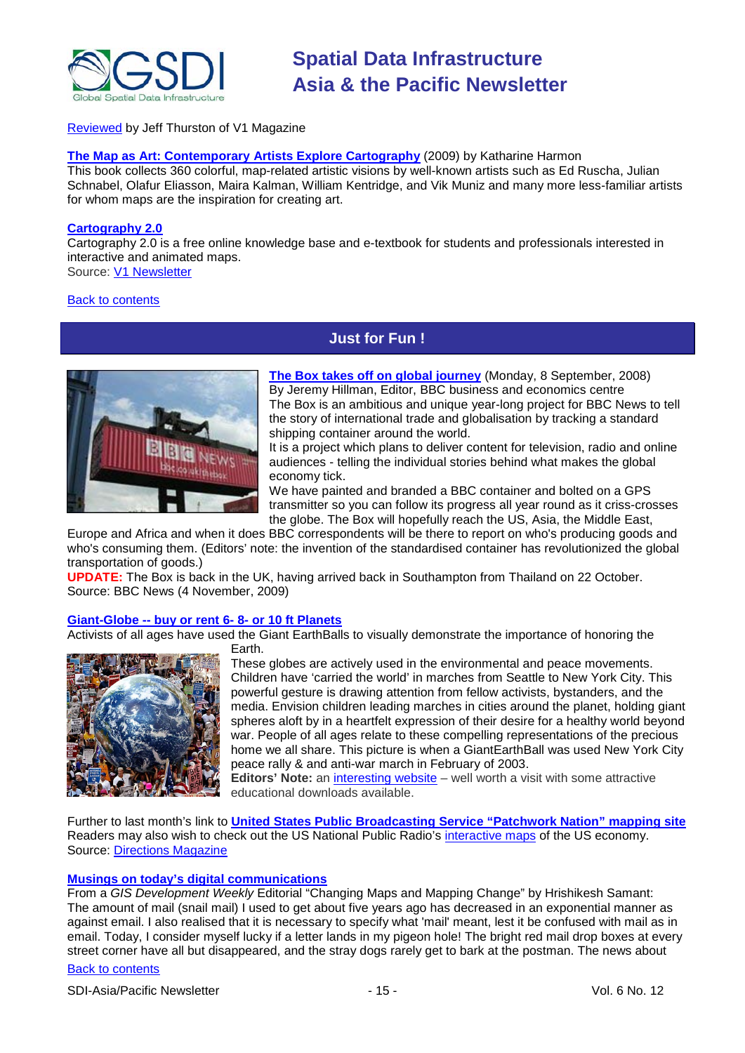Reviewed by Jeff Thurston of V1 Magazine

**The Map as Art: Contemporary Artists Explore Cartography** (2009) by Katharine Harmon
This book collects 360 colorful, map-related artistic visions by well-known artists such as Ed Ruscha, Julian Schnabel, Olafur Eliasson, Maira Kalman, William Kentridge, and Vik Muniz and many more less-familiar artists for whom maps are the inspiration for creating art.

**Cartography 2.0**
Cartography 2.0 is a free online knowledge base and e-textbook for students and professionals interested in interactive and animated maps.
Source: V1 Newsletter

Back to contents

## Just for Fun !

**The Box takes off on global journey** (Monday, 8 September, 2008)
By Jeremy Hillman, Editor, BBC business and economics centre
The Box is an ambitious and unique year-long project for BBC News to tell the story of international trade and globalisation by tracking a standard shipping container around the world.
It is a project which plans to deliver content for television, radio and online audiences - telling the individual stories behind what makes the global economy tick.
We have painted and branded a BBC container and bolted on a GPS transmitter so you can follow its progress all year round as it criss-crosses the globe. The Box will hopefully reach the US, Asia, the Middle East, Europe and Africa and when it does BBC correspondents will be there to report on who's producing goods and who's consuming them. (Editors' note: the invention of the standardised container has revolutionized the global transportation of goods.)
**UPDATE:** The Box is back in the UK, having arrived back in Southampton from Thailand on 22 October.
Source: BBC News (4 November, 2009)

**Giant-Globe -- buy or rent 6- 8- or 10 ft Planets**
Activists of all ages have used the Giant EarthBalls to visually demonstrate the importance of honoring the Earth.
These globes are actively used in the environmental and peace movements. Children have 'carried the world' in marches from Seattle to New York City. This powerful gesture is drawing attention from fellow activists, bystanders, and the media. Envision children leading marches in cities around the planet, holding giant spheres aloft by in a heartfelt expression of their desire for a healthy world beyond war. People of all ages relate to these compelling representations of the precious home we all share. This picture is when a GiantEarthBall was used New York City peace rally & and anti-war march in February of 2003.
**Editors' Note:** an interesting website – well worth a visit with some attractive educational downloads available.

Further to last month's link to **United States Public Broadcasting Service "Patchwork Nation" mapping site**
Readers may also wish to check out the US National Public Radio's interactive maps of the US economy.
Source: Directions Magazine

**Musings on today's digital communications**
From a *GIS Development Weekly* Editorial "Changing Maps and Mapping Change" by Hrishikesh Samant:
The amount of mail (snail mail) I used to get about five years ago has decreased in an exponential manner as against email. I also realised that it is necessary to specify what 'mail' meant, lest it be confused with mail as in email. Today, I consider myself lucky if a letter lands in my pigeon hole! The bright red mail drop boxes at every street corner have all but disappeared, and the stray dogs rarely get to bark at the postman. The news about

Back to contents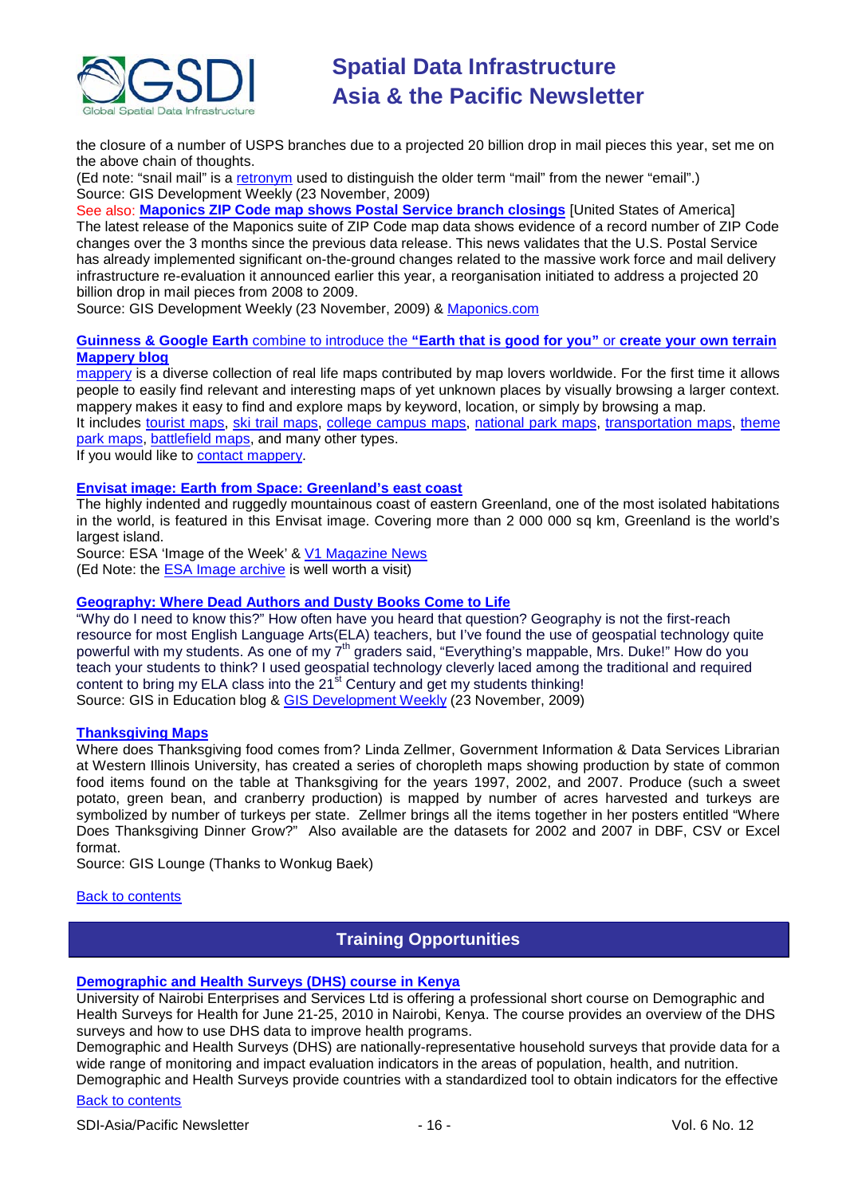the closure of a number of USPS branches due to a projected 20 billion drop in mail pieces this year, set me on the above chain of thoughts.

(Ed note: "snail mail" is a retronym used to distinguish the older term "mail" from the newer "email".)

Source: GIS Development Weekly (23 November, 2009)

See also: **Maponics ZIP Code map shows Postal Service branch closings** [United States of America]

The latest release of the Maponics suite of ZIP Code map data shows evidence of a record number of ZIP Code changes over the 3 months since the previous data release. This news validates that the U.S. Postal Service has already implemented significant on-the-ground changes related to the massive work force and mail delivery infrastructure re-evaluation it announced earlier this year, a reorganisation initiated to address a projected 20 billion drop in mail pieces from 2008 to 2009.

Source: GIS Development Weekly (23 November, 2009) & Maponics.com

### Guinness & Google Earth combine to introduce the "Earth that is good for you" or create your own terrain Mappery blog

mappery is a diverse collection of real life maps contributed by map lovers worldwide. For the first time it allows people to easily find relevant and interesting maps of yet unknown places by visually browsing a larger context. mappery makes it easy to find and explore maps by keyword, location, or simply by browsing a map.

It includes tourist maps, ski trail maps, college campus maps, national park maps, transportation maps, theme park maps, battlefield maps, and many other types.

If you would like to contact mappery.

### Envisat image: Earth from Space: Greenland's east coast

The highly indented and ruggedly mountainous coast of eastern Greenland, one of the most isolated habitations in the world, is featured in this Envisat image. Covering more than 2 000 000 sq km, Greenland is the world's largest island.

Source: ESA 'Image of the Week' & V1 Magazine News

(Ed Note: the ESA Image archive is well worth a visit)

### Geography: Where Dead Authors and Dusty Books Come to Life

"Why do I need to know this?" How often have you heard that question? Geography is not the first-reach resource for most English Language Arts(ELA) teachers, but I've found the use of geospatial technology quite powerful with my students. As one of my 7th graders said, "Everything's mappable, Mrs. Duke!" How do you teach your students to think? I used geospatial technology cleverly laced among the traditional and required content to bring my ELA class into the 21st Century and get my students thinking!

Source: GIS in Education blog & GIS Development Weekly (23 November, 2009)

### Thanksgiving Maps

Where does Thanksgiving food comes from? Linda Zellmer, Government Information & Data Services Librarian at Western Illinois University, has created a series of choropleth maps showing production by state of common food items found on the table at Thanksgiving for the years 1997, 2002, and 2007. Produce (such a sweet potato, green bean, and cranberry production) is mapped by number of acres harvested and turkeys are symbolized by number of turkeys per state. Zellmer brings all the items together in her posters entitled "Where Does Thanksgiving Dinner Grow?" Also available are the datasets for 2002 and 2007 in DBF, CSV or Excel format.

Source: GIS Lounge (Thanks to Wonkug Baek)

Back to contents

## Training Opportunities

### Demographic and Health Surveys (DHS) course in Kenya

University of Nairobi Enterprises and Services Ltd is offering a professional short course on Demographic and Health Surveys for Health for June 21-25, 2010 in Nairobi, Kenya. The course provides an overview of the DHS surveys and how to use DHS data to improve health programs.

Demographic and Health Surveys (DHS) are nationally-representative household surveys that provide data for a wide range of monitoring and impact evaluation indicators in the areas of population, health, and nutrition. Demographic and Health Surveys provide countries with a standardized tool to obtain indicators for the effective

Back to contents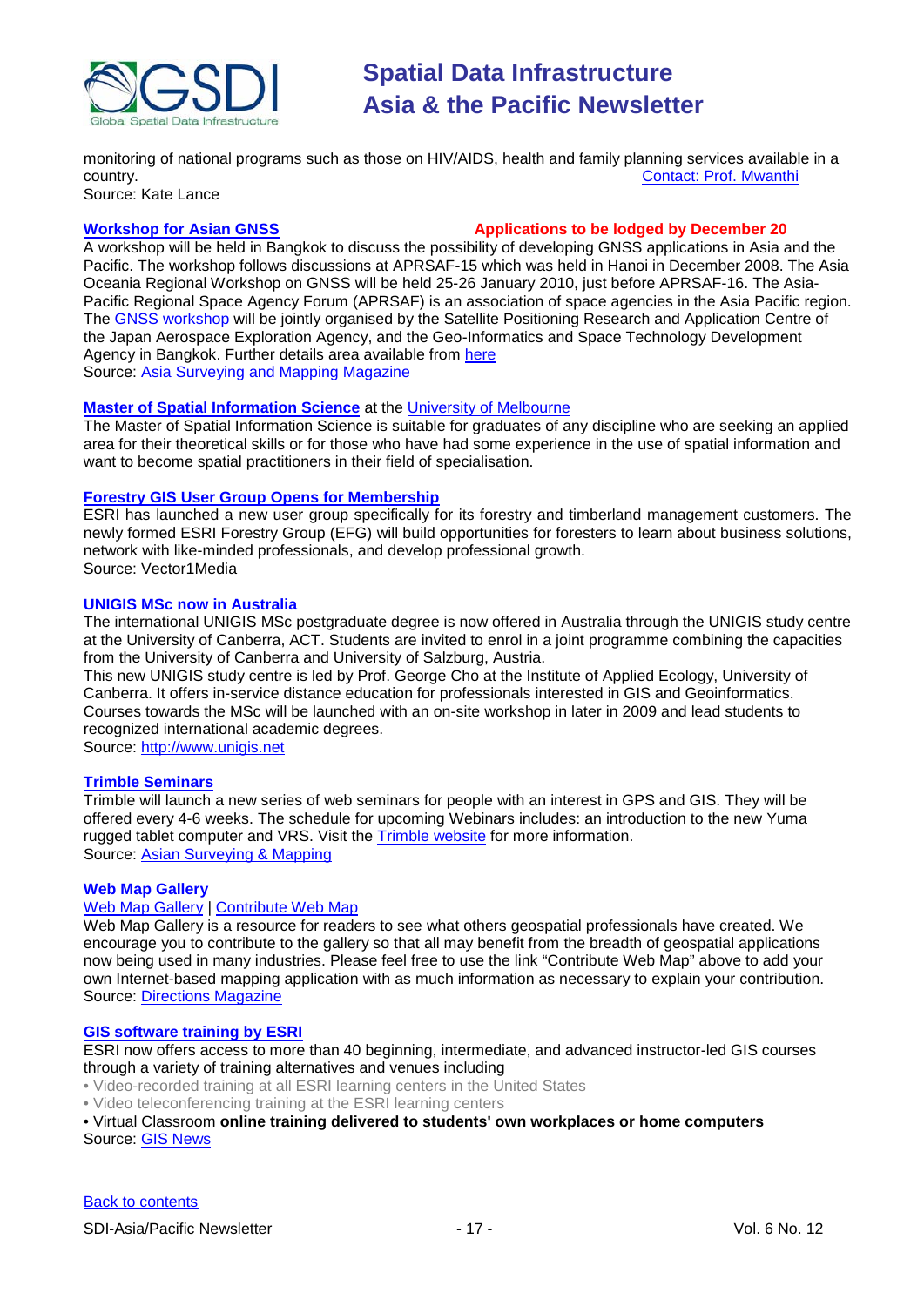monitoring of national programs such as those on HIV/AIDS, health and family planning services available in a country. Contact: Prof. Mwanthi

Source: Kate Lance

### Workshop for Asian GNSS

**Applications to be lodged by December 20**

A workshop will be held in Bangkok to discuss the possibility of developing GNSS applications in Asia and the Pacific. The workshop follows discussions at APRSAF-15 which was held in Hanoi in December 2008. The Asia Oceania Regional Workshop on GNSS will be held 25-26 January 2010, just before APRSAF-16. The Asia-Pacific Regional Space Agency Forum (APRSAF) is an association of space agencies in the Asia Pacific region. The GNSS workshop will be jointly organised by the Satellite Positioning Research and Application Centre of the Japan Aerospace Exploration Agency, and the Geo-Informatics and Space Technology Development Agency in Bangkok. Further details area available from here

Source: Asia Surveying and Mapping Magazine

### Master of Spatial Information Science at the University of Melbourne

The Master of Spatial Information Science is suitable for graduates of any discipline who are seeking an applied area for their theoretical skills or for those who have had some experience in the use of spatial information and want to become spatial practitioners in their field of specialisation.

### Forestry GIS User Group Opens for Membership

ESRI has launched a new user group specifically for its forestry and timberland management customers. The newly formed ESRI Forestry Group (EFG) will build opportunities for foresters to learn about business solutions, network with like-minded professionals, and develop professional growth.

Source: Vector1Media

### UNIGIS MSc now in Australia

The international UNIGIS MSc postgraduate degree is now offered in Australia through the UNIGIS study centre at the University of Canberra, ACT. Students are invited to enrol in a joint programme combining the capacities from the University of Canberra and University of Salzburg, Austria.

This new UNIGIS study centre is led by Prof. George Cho at the Institute of Applied Ecology, University of Canberra. It offers in-service distance education for professionals interested in GIS and Geoinformatics. Courses towards the MSc will be launched with an on-site workshop in later in 2009 and lead students to recognized international academic degrees.

Source: http://www.unigis.net

### Trimble Seminars

Trimble will launch a new series of web seminars for people with an interest in GPS and GIS. They will be offered every 4-6 weeks. The schedule for upcoming Webinars includes: an introduction to the new Yuma rugged tablet computer and VRS. Visit the Trimble website for more information.

Source: Asian Surveying & Mapping

### Web Map Gallery

Web Map Gallery | Contribute Web Map

Web Map Gallery is a resource for readers to see what others geospatial professionals have created. We encourage you to contribute to the gallery so that all may benefit from the breadth of geospatial applications now being used in many industries. Please feel free to use the link "Contribute Web Map" above to add your own Internet-based mapping application with as much information as necessary to explain your contribution.

Source: Directions Magazine

### GIS software training by ESRI

ESRI now offers access to more than 40 beginning, intermediate, and advanced instructor-led GIS courses through a variety of training alternatives and venues including

- Video-recorded training at all ESRI learning centers in the United States
- Video teleconferencing training at the ESRI learning centers
- Virtual Classroom **online training delivered to students' own workplaces or home computers**

Source: GIS News

Back to contents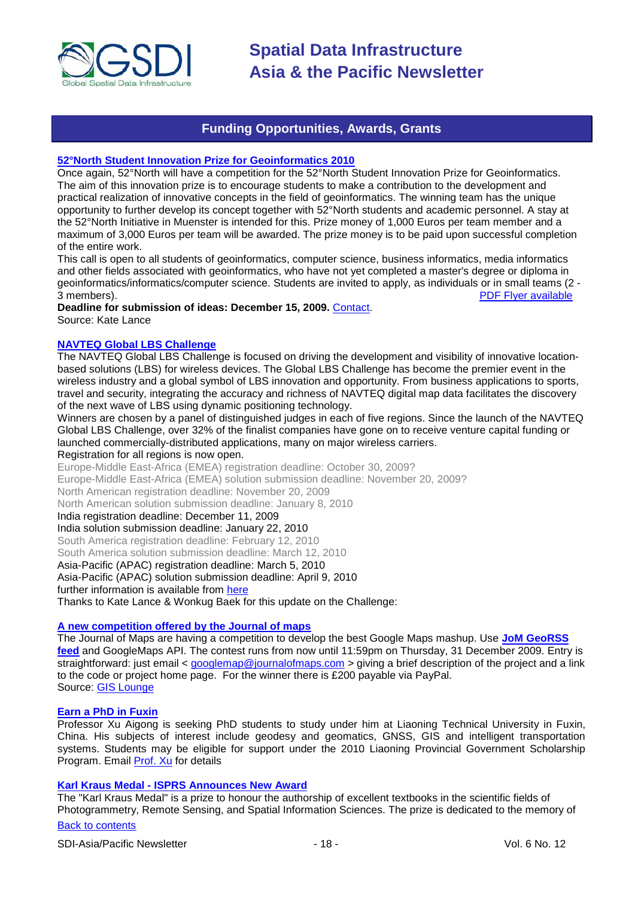## Funding Opportunities, Awards, Grants

**52°North Student Innovation Prize for Geoinformatics 2010**

Once again, 52°North will have a competition for the 52°North Student Innovation Prize for Geoinformatics. The aim of this innovation prize is to encourage students to make a contribution to the development and practical realization of innovative concepts in the field of geoinformatics. The winning team has the unique opportunity to further develop its concept together with 52°North students and academic personnel. A stay at the 52°North Initiative in Muenster is intended for this. Prize money of 1,000 Euros per team member and a maximum of 3,000 Euros per team will be awarded. The prize money is to be paid upon successful completion of the entire work.

This call is open to all students of geoinformatics, computer science, business informatics, media informatics and other fields associated with geoinformatics, who have not yet completed a master's degree or diploma in geoinformatics/informatics/computer science. Students are invited to apply, as individuals or in small teams (2 - 3 members). PDF Flyer available

**Deadline for submission of ideas: December 15, 2009.** Contact.

Source: Kate Lance

**NAVTEQ Global LBS Challenge**

The NAVTEQ Global LBS Challenge is focused on driving the development and visibility of innovative location-based solutions (LBS) for wireless devices. The Global LBS Challenge has become the premier event in the wireless industry and a global symbol of LBS innovation and opportunity. From business applications to sports, travel and security, integrating the accuracy and richness of NAVTEQ digital map data facilitates the discovery of the next wave of LBS using dynamic positioning technology.

Winners are chosen by a panel of distinguished judges in each of five regions. Since the launch of the NAVTEQ Global LBS Challenge, over 32% of the finalist companies have gone on to receive venture capital funding or launched commercially-distributed applications, many on major wireless carriers.

Registration for all regions is now open.

Europe-Middle East-Africa (EMEA) registration deadline: October 30, 2009?
Europe-Middle East-Africa (EMEA) solution submission deadline: November 20, 2009?
North American registration deadline: November 20, 2009
North American solution submission deadline: January 8, 2010
India registration deadline: December 11, 2009
India solution submission deadline: January 22, 2010
South America registration deadline: February 12, 2010
South America solution submission deadline: March 12, 2010
Asia-Pacific (APAC) registration deadline: March 5, 2010
Asia-Pacific (APAC) solution submission deadline: April 9, 2010
further information is available from here

Thanks to Kate Lance & Wonkug Baek for this update on the Challenge:

**A new competition offered by the Journal of maps**

The Journal of Maps are having a competition to develop the best Google Maps mashup. Use **JoM GeoRSS feed** and GoogleMaps API. The contest runs from now until 11:59pm on Thursday, 31 December 2009. Entry is straightforward: just email < googlemap@journalofmaps.com > giving a brief description of the project and a link to the code or project home page. For the winner there is £200 payable via PayPal.

Source: GIS Lounge

**Earn a PhD in Fuxin**

Professor Xu Aigong is seeking PhD students to study under him at Liaoning Technical University in Fuxin, China. His subjects of interest include geodesy and geomatics, GNSS, GIS and intelligent transportation systems. Students may be eligible for support under the 2010 Liaoning Provincial Government Scholarship Program. Email Prof. Xu for details

**Karl Kraus Medal - ISPRS Announces New Award**

The "Karl Kraus Medal" is a prize to honour the authorship of excellent textbooks in the scientific fields of Photogrammetry, Remote Sensing, and Spatial Information Sciences. The prize is dedicated to the memory of

Back to contents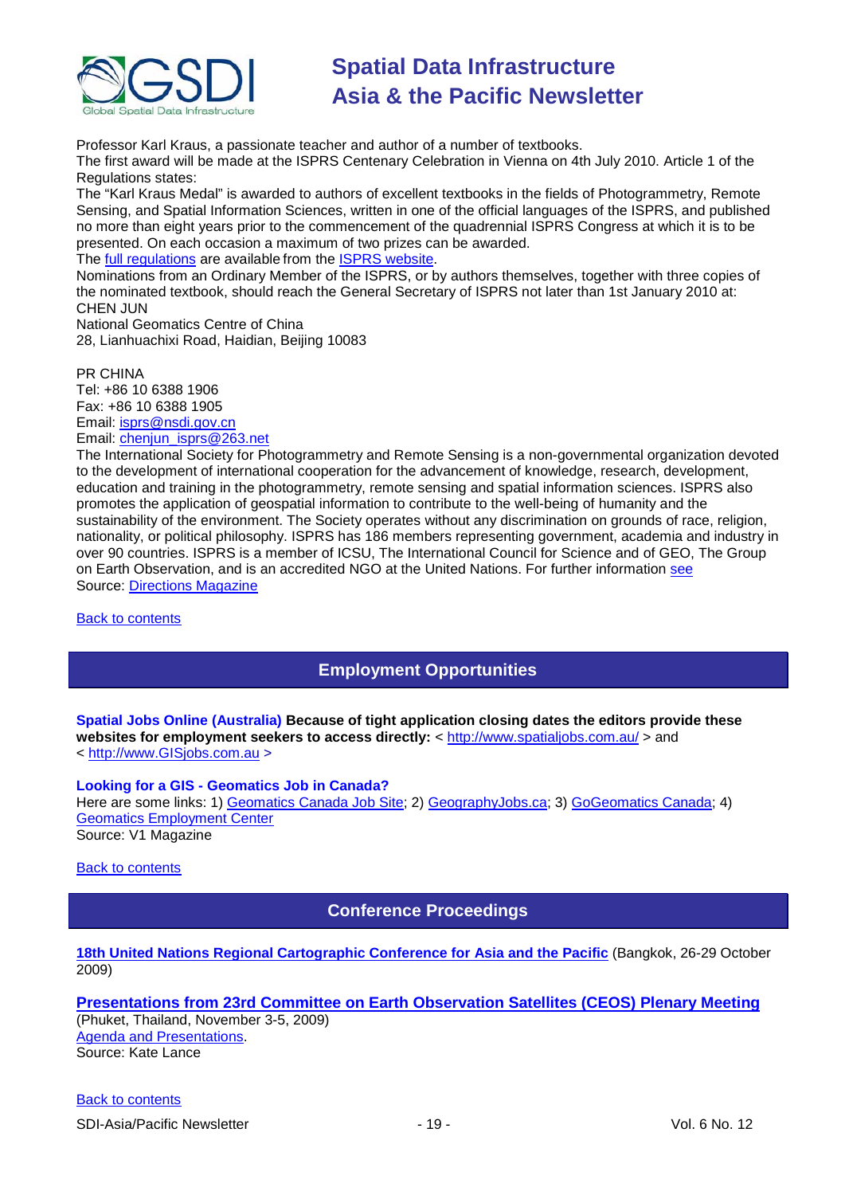Professor Karl Kraus, a passionate teacher and author of a number of textbooks.
The first award will be made at the ISPRS Centenary Celebration in Vienna on 4th July 2010. Article 1 of the Regulations states:
The "Karl Kraus Medal" is awarded to authors of excellent textbooks in the fields of Photogrammetry, Remote Sensing, and Spatial Information Sciences, written in one of the official languages of the ISPRS, and published no more than eight years prior to the commencement of the quadrennial ISPRS Congress at which it is to be presented. On each occasion a maximum of two prizes can be awarded.
The full regulations are available from the ISPRS website.
Nominations from an Ordinary Member of the ISPRS, or by authors themselves, together with three copies of the nominated textbook, should reach the General Secretary of ISPRS not later than 1st January 2010 at:
CHEN JUN
National Geomatics Centre of China
28, Lianhuachixi Road, Haidian, Beijing 10083

PR CHINA
Tel: +86 10 6388 1906
Fax: +86 10 6388 1905
Email: isprs@nsdi.gov.cn
Email: chenjun_isprs@263.net
The International Society for Photogrammetry and Remote Sensing is a non-governmental organization devoted to the development of international cooperation for the advancement of knowledge, research, development, education and training in the photogrammetry, remote sensing and spatial information sciences. ISPRS also promotes the application of geospatial information to contribute to the well-being of humanity and the sustainability of the environment. The Society operates without any discrimination on grounds of race, religion, nationality, or political philosophy. ISPRS has 186 members representing government, academia and industry in over 90 countries. ISPRS is a member of ICSU, The International Council for Science and of GEO, The Group on Earth Observation, and is an accredited NGO at the United Nations. For further information see
Source: Directions Magazine

Back to contents

## Employment Opportunities

**Spatial Jobs Online (Australia) Because of tight application closing dates the editors provide these websites for employment seekers to access directly:** < http://www.spatialjobs.com.au/ > and < http://www.GISjobs.com.au >

**Looking for a GIS - Geomatics Job in Canada?**
Here are some links: 1) Geomatics Canada Job Site; 2) GeographyJobs.ca; 3) GoGeomatics Canada; 4) Geomatics Employment Center
Source: V1 Magazine

Back to contents

## Conference Proceedings

**18th United Nations Regional Cartographic Conference for Asia and the Pacific** (Bangkok, 26-29 October 2009)

**Presentations from 23rd Committee on Earth Observation Satellites (CEOS) Plenary Meeting**
(Phuket, Thailand, November 3-5, 2009)
Agenda and Presentations.
Source: Kate Lance

Back to contents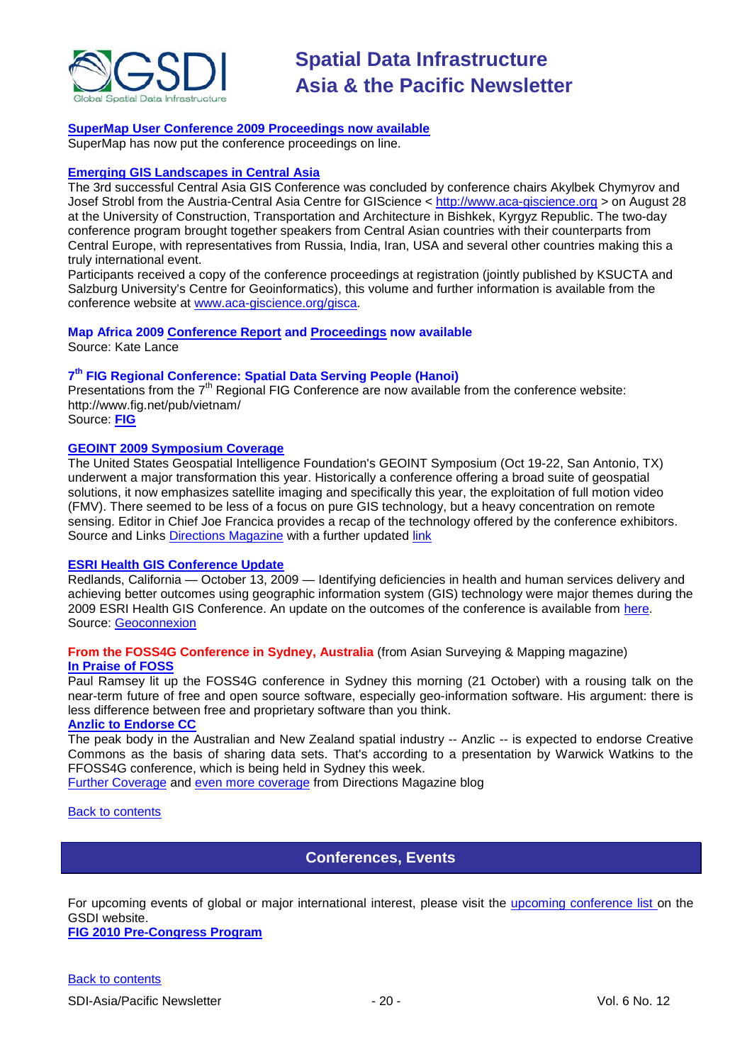**SuperMap User Conference 2009 Proceedings now available**

SuperMap has now put the conference proceedings on line.

**Emerging GIS Landscapes in Central Asia**

The 3rd successful Central Asia GIS Conference was concluded by conference chairs Akylbek Chymyrov and Josef Strobl from the Austria-Central Asia Centre for GIScience < http://www.aca-giscience.org > on August 28 at the University of Construction, Transportation and Architecture in Bishkek, Kyrgyz Republic. The two-day conference program brought together speakers from Central Asian countries with their counterparts from Central Europe, with representatives from Russia, India, Iran, USA and several other countries making this a truly international event.

Participants received a copy of the conference proceedings at registration (jointly published by KSUCTA and Salzburg University's Centre for Geoinformatics), this volume and further information is available from the conference website at www.aca-giscience.org/gisca.

**Map Africa 2009 Conference Report and Proceedings now available**

Source: Kate Lance

**7th FIG Regional Conference: Spatial Data Serving People (Hanoi)**

Presentations from the 7th Regional FIG Conference are now available from the conference website: http://www.fig.net/pub/vietnam/

Source: **FIG**

**GEOINT 2009 Symposium Coverage**

The United States Geospatial Intelligence Foundation's GEOINT Symposium (Oct 19-22, San Antonio, TX) underwent a major transformation this year. Historically a conference offering a broad suite of geospatial solutions, it now emphasizes satellite imaging and specifically this year, the exploitation of full motion video (FMV). There seemed to be less of a focus on pure GIS technology, but a heavy concentration on remote sensing. Editor in Chief Joe Francica provides a recap of the technology offered by the conference exhibitors. Source and Links Directions Magazine with a further updated link

**ESRI Health GIS Conference Update**

Redlands, California — October 13, 2009 — Identifying deficiencies in health and human services delivery and achieving better outcomes using geographic information system (GIS) technology were major themes during the 2009 ESRI Health GIS Conference. An update on the outcomes of the conference is available from here.

Source: Geoconnexion

**From the FOSS4G Conference in Sydney, Australia** (from Asian Surveying & Mapping magazine)

**In Praise of FOSS**

Paul Ramsey lit up the FOSS4G conference in Sydney this morning (21 October) with a rousing talk on the near-term future of free and open source software, especially geo-information software. His argument: there is less difference between free and proprietary software than you think.

**Anzlic to Endorse CC**

The peak body in the Australian and New Zealand spatial industry -- Anzlic -- is expected to endorse Creative Commons as the basis of sharing data sets. That's according to a presentation by Warwick Watkins to the FFOSS4G conference, which is being held in Sydney this week.

Further Coverage and even more coverage from Directions Magazine blog

Back to contents

## Conferences, Events

For upcoming events of global or major international interest, please visit the upcoming conference list on the GSDI website.

**FIG 2010 Pre-Congress Program**

Back to contents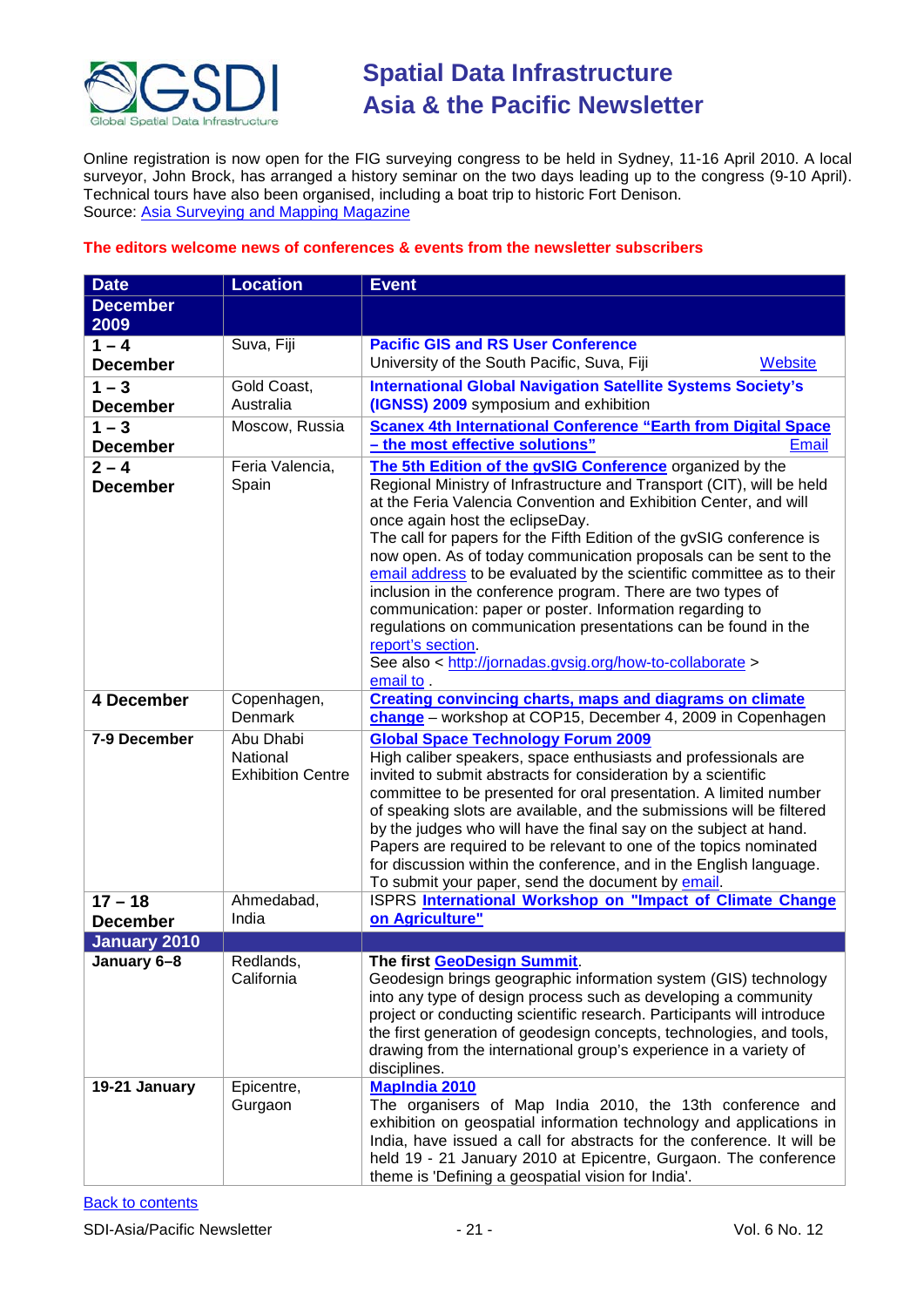Online registration is now open for the FIG surveying congress to be held in Sydney, 11-16 April 2010. A local surveyor, John Brock, has arranged a history seminar on the two days leading up to the congress (9-10 April). Technical tours have also been organised, including a boat trip to historic Fort Denison.
Source: Asia Surveying and Mapping Magazine

**The editors welcome news of conferences & events from the newsletter subscribers**

| Date | Location | Event |
|---|---|---|
| **December 2009** | | |
| **1 – 4 December** | Suva, Fiji | **Pacific GIS and RS User Conference** University of the South Pacific, Suva, Fiji Website |
| **1 – 3 December** | Gold Coast, Australia | **International Global Navigation Satellite Systems Society's (IGNSS) 2009** symposium and exhibition |
| **1 – 3 December** | Moscow, Russia | **Scanex 4th International Conference "Earth from Digital Space – the most effective solutions"** Email |
| **2 – 4 December** | Feria Valencia, Spain | **The 5th Edition of the gvSIG Conference** organized by the Regional Ministry of Infrastructure and Transport (CIT), will be held at the Feria Valencia Convention and Exhibition Center, and will once again host the eclipseDay. The call for papers for the Fifth Edition of the gvSIG conference is now open. As of today communication proposals can be sent to the email address to be evaluated by the scientific committee as to their inclusion in the conference program. There are two types of communication: paper or poster. Information regarding to regulations on communication presentations can be found in the report's section. See also < http://jornadas.gvsig.org/how-to-collaborate > email to . |
| **4 December** | Copenhagen, Denmark | **Creating convincing charts, maps and diagrams on climate change** – workshop at COP15, December 4, 2009 in Copenhagen |
| **7-9 December** | Abu Dhabi National Exhibition Centre | **Global Space Technology Forum 2009** High caliber speakers, space enthusiasts and professionals are invited to submit abstracts for consideration by a scientific committee to be presented for oral presentation. A limited number of speaking slots are available, and the submissions will be filtered by the judges who will have the final say on the subject at hand. Papers are required to be relevant to one of the topics nominated for discussion within the conference, and in the English language. To submit your paper, send the document by email. |
| **17 – 18 December** | Ahmedabad, India | ISPRS **International Workshop on "Impact of Climate Change on Agriculture"** |
| **January 2010** | | |
| **January 6–8** | Redlands, California | **The first GeoDesign Summit**. Geodesign brings geographic information system (GIS) technology into any type of design process such as developing a community project or conducting scientific research. Participants will introduce the first generation of geodesign concepts, technologies, and tools, drawing from the international group's experience in a variety of disciplines. |
| **19-21 January** | Epicentre, Gurgaon | **MapIndia 2010** The organisers of Map India 2010, the 13th conference and exhibition on geospatial information technology and applications in India, have issued a call for abstracts for the conference. It will be held 19 - 21 January 2010 at Epicentre, Gurgaon. The conference theme is 'Defining a geospatial vision for India'. |

Back to contents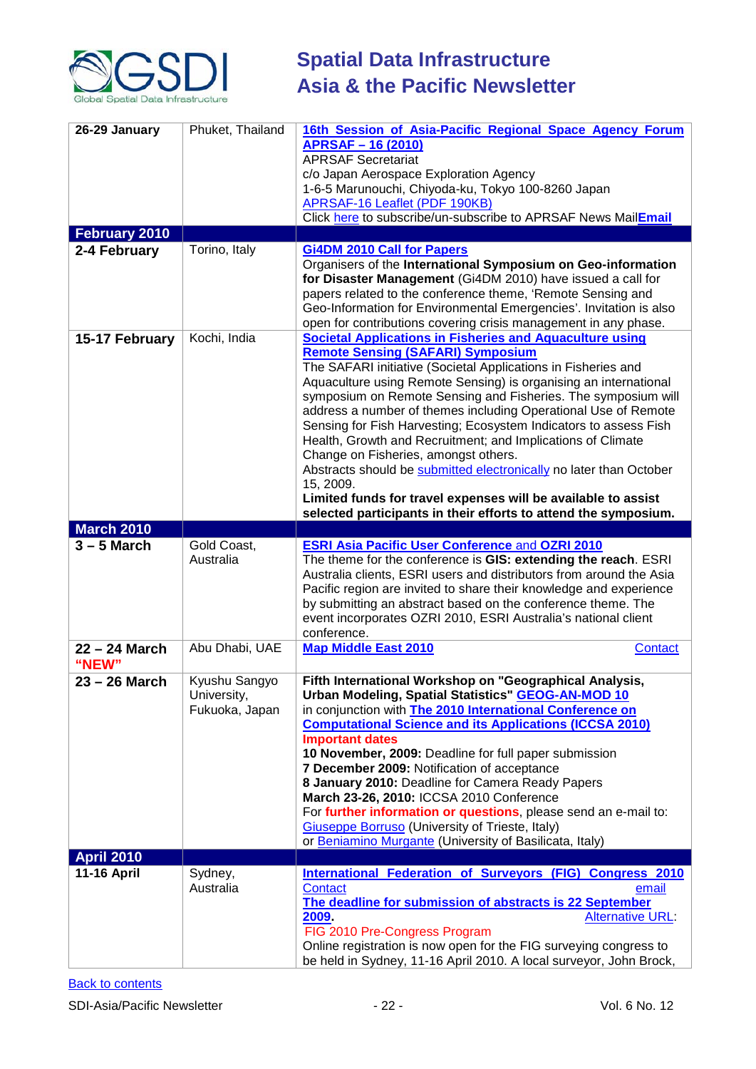| | | |
|---|---|---|
| **26-29 January** | Phuket, Thailand | **16th Session of Asia-Pacific Regional Space Agency Forum APRSAF – 16 (2010)**<br>APRSAF Secretariat<br>c/o Japan Aerospace Exploration Agency<br>1-6-5 Marunouchi, Chiyoda-ku, Tokyo 100-8260 Japan<br>APRSAF-16 Leaflet (PDF 190KB)<br>Click here to subscribe/un-subscribe to APRSAF News Mail**Email** |
| **February 2010** | | |
| **2-4 February** | Torino, Italy | **Gi4DM 2010 Call for Papers**<br>Organisers of the **International Symposium on Geo-information for Disaster Management** (Gi4DM 2010) have issued a call for papers related to the conference theme, 'Remote Sensing and Geo-Information for Environmental Emergencies'. Invitation is also open for contributions covering crisis management in any phase. |
| **15-17 February** | Kochi, India | **Societal Applications in Fisheries and Aquaculture using Remote Sensing (SAFARI) Symposium**<br>The SAFARI initiative (Societal Applications in Fisheries and Aquaculture using Remote Sensing) is organising an international symposium on Remote Sensing and Fisheries. The symposium will address a number of themes including Operational Use of Remote Sensing for Fish Harvesting; Ecosystem Indicators to assess Fish Health, Growth and Recruitment; and Implications of Climate Change on Fisheries, amongst others.<br>Abstracts should be submitted electronically no later than October 15, 2009.<br>**Limited funds for travel expenses will be available to assist selected participants in their efforts to attend the symposium.** |
| **March 2010** | | |
| **3 – 5 March** | Gold Coast, Australia | **ESRI Asia Pacific User Conference** and **OZRI 2010**<br>The theme for the conference is **GIS: extending the reach**. ESRI Australia clients, ESRI users and distributors from around the Asia Pacific region are invited to share their knowledge and experience by submitting an abstract based on the conference theme. The event incorporates OZRI 2010, ESRI Australia's national client conference. |
| **22 – 24 March "NEW"** | Abu Dhabi, UAE | **Map Middle East 2010** Contact |
| **23 – 26 March** | Kyushu Sangyo University, Fukuoka, Japan | **Fifth International Workshop on "Geographical Analysis, Urban Modeling, Spatial Statistics" GEOG-AN-MOD 10**<br>in conjunction with **The 2010 International Conference on Computational Science and its Applications (ICCSA 2010)**<br>**Important dates**<br>**10 November, 2009:** Deadline for full paper submission<br>**7 December 2009:** Notification of acceptance<br>**8 January 2010:** Deadline for Camera Ready Papers<br>**March 23-26, 2010:** ICCSA 2010 Conference<br>For **further information or questions**, please send an e-mail to:<br>Giuseppe Borruso (University of Trieste, Italy)<br>or Beniamino Murgante (University of Basilicata, Italy) |
| **April 2010** | | |
| **11-16 April** | Sydney, Australia | **International Federation of Surveyors (FIG) Congress 2010**<br>Contact email<br>**The deadline for submission of abstracts is 22 September 2009.** Alternative URL:<br>FIG 2010 Pre-Congress Program<br>Online registration is now open for the FIG surveying congress to be held in Sydney, 11-16 April 2010. A local surveyor, John Brock, |

Back to contents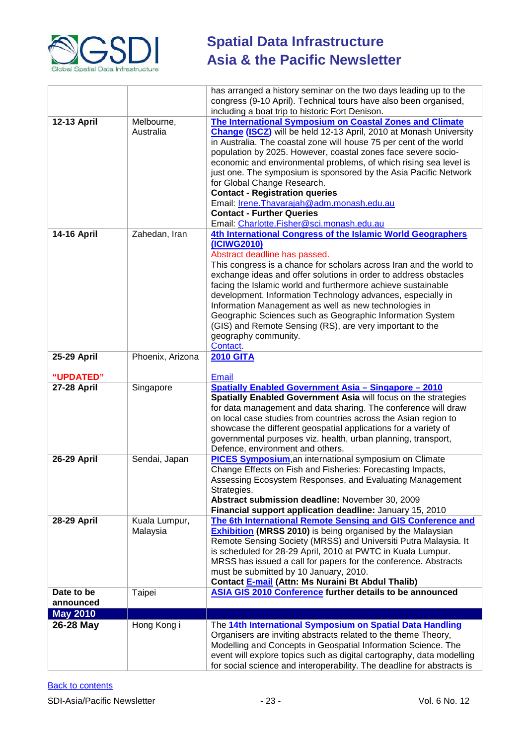| | | |
|---|---|---|
| | | has arranged a history seminar on the two days leading up to the congress (9-10 April). Technical tours have also been organised, including a boat trip to historic Fort Denison. |
| **12-13 April** | Melbourne, Australia | **The International Symposium on Coastal Zones and Climate Change (ISCZ)** will be held 12-13 April, 2010 at Monash University in Australia. The coastal zone will house 75 per cent of the world population by 2025. However, coastal zones face severe socio-economic and environmental problems, of which rising sea level is just one. The symposium is sponsored by the Asia Pacific Network for Global Change Research.<br>**Contact - Registration queries**<br>Email: Irene.Thavarajah@adm.monash.edu.au<br>**Contact - Further Queries**<br>Email: Charlotte.Fisher@sci.monash.edu.au |
| **14-16 April** | Zahedan, Iran | **4th International Congress of the Islamic World Geographers (ICIWG2010)**<br>Abstract deadline has passed.<br>This congress is a chance for scholars across Iran and the world to exchange ideas and offer solutions in order to address obstacles facing the Islamic world and furthermore achieve sustainable development. Information Technology advances, especially in Information Management as well as new technologies in Geographic Sciences such as Geographic Information System (GIS) and Remote Sensing (RS), are very important to the geography community.<br>Contact. |
| **25-29 April**<br><br>**"UPDATED"** | Phoenix, Arizona | **2010 GITA**<br><br>Email |
| **27-28 April** | Singapore | **Spatially Enabled Government Asia – Singapore – 2010**<br>**Spatially Enabled Government Asia** will focus on the strategies for data management and data sharing. The conference will draw on local case studies from countries across the Asian region to showcase the different geospatial applications for a variety of governmental purposes viz. health, urban planning, transport, Defence, environment and others. |
| **26-29 April** | Sendai, Japan | **PICES Symposium**,an international symposium on Climate Change Effects on Fish and Fisheries: Forecasting Impacts, Assessing Ecosystem Responses, and Evaluating Management Strategies.<br>**Abstract submission deadline:** November 30, 2009<br>**Financial support application deadline:** January 15, 2010 |
| **28-29 April** | Kuala Lumpur, Malaysia | **The 6th International Remote Sensing and GIS Conference and Exhibition (MRSS 2010)** is being organised by the Malaysian Remote Sensing Society (MRSS) and Universiti Putra Malaysia. It is scheduled for 28-29 April, 2010 at PWTC in Kuala Lumpur. MRSS has issued a call for papers for the conference. Abstracts must be submitted by 10 January, 2010.<br>**Contact E-mail (Attn: Ms Nuraini Bt Abdul Thalib)** |
| **Date to be announced** | Taipei | **ASIA GIS 2010 Conference further details to be announced** |
| **May 2010** | | |
| **26-28 May** | Hong Kong i | The **14th International Symposium on Spatial Data Handling** Organisers are inviting abstracts related to the theme Theory, Modelling and Concepts in Geospatial Information Science. The event will explore topics such as digital cartography, data modelling for social science and interoperability. The deadline for abstracts is |

Back to contents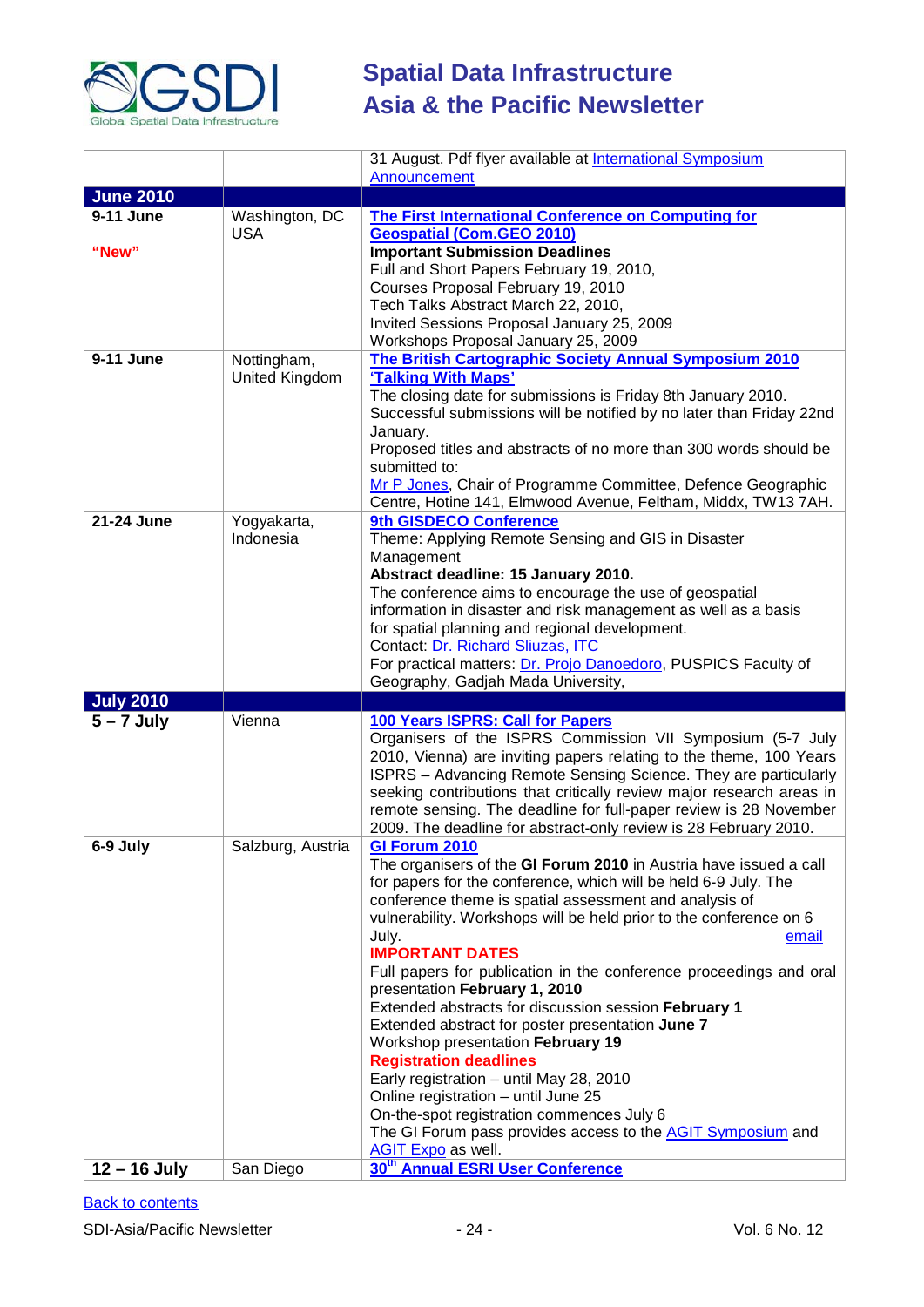| | | |
|---|---|---|
| | | 31 August. Pdf flyer available at International Symposium Announcement |
| **June 2010** | | |
| **9-11 June**<br><br>**"New"** | Washington, DC USA | **The First International Conference on Computing for Geospatial (Com.GEO 2010)**<br>**Important Submission Deadlines**<br>Full and Short Papers February 19, 2010,<br>Courses Proposal February 19, 2010<br>Tech Talks Abstract March 22, 2010,<br>Invited Sessions Proposal January 25, 2009<br>Workshops Proposal January 25, 2009 |
| **9-11 June** | Nottingham, United Kingdom | **The British Cartographic Society Annual Symposium 2010 'Talking With Maps'**<br>The closing date for submissions is Friday 8th January 2010. Successful submissions will be notified by no later than Friday 22nd January.<br>Proposed titles and abstracts of no more than 300 words should be submitted to:<br>Mr P Jones, Chair of Programme Committee, Defence Geographic Centre, Hotine 141, Elmwood Avenue, Feltham, Middx, TW13 7AH. |
| **21-24 June** | Yogyakarta, Indonesia | **9th GISDECO Conference**<br>Theme: Applying Remote Sensing and GIS in Disaster Management<br>**Abstract deadline: 15 January 2010.**<br>The conference aims to encourage the use of geospatial information in disaster and risk management as well as a basis for spatial planning and regional development.<br>Contact: Dr. Richard Sliuzas, ITC<br>For practical matters: Dr. Projo Danoedoro, PUSPICS Faculty of Geography, Gadjah Mada University, |
| **July 2010** | | |
| **5 – 7 July** | Vienna | **100 Years ISPRS: Call for Papers**<br>Organisers of the ISPRS Commission VII Symposium (5-7 July 2010, Vienna) are inviting papers relating to the theme, 100 Years ISPRS – Advancing Remote Sensing Science. They are particularly seeking contributions that critically review major research areas in remote sensing. The deadline for full-paper review is 28 November 2009. The deadline for abstract-only review is 28 February 2010. |
| **6-9 July** | Salzburg, Austria | **GI Forum 2010**<br>The organisers of the **GI Forum 2010** in Austria have issued a call for papers for the conference, which will be held 6-9 July. The conference theme is spatial assessment and analysis of vulnerability. Workshops will be held prior to the conference on 6 July. email<br>**IMPORTANT DATES**<br>Full papers for publication in the conference proceedings and oral presentation **February 1, 2010**<br>Extended abstracts for discussion session **February 1**<br>Extended abstract for poster presentation **June 7**<br>Workshop presentation **February 19**<br>**Registration deadlines**<br>Early registration – until May 28, 2010<br>Online registration – until June 25<br>On-the-spot registration commences July 6<br>The GI Forum pass provides access to the AGIT Symposium and AGIT Expo as well. |
| **12 – 16 July** | San Diego | **30th Annual ESRI User Conference** |

Back to contents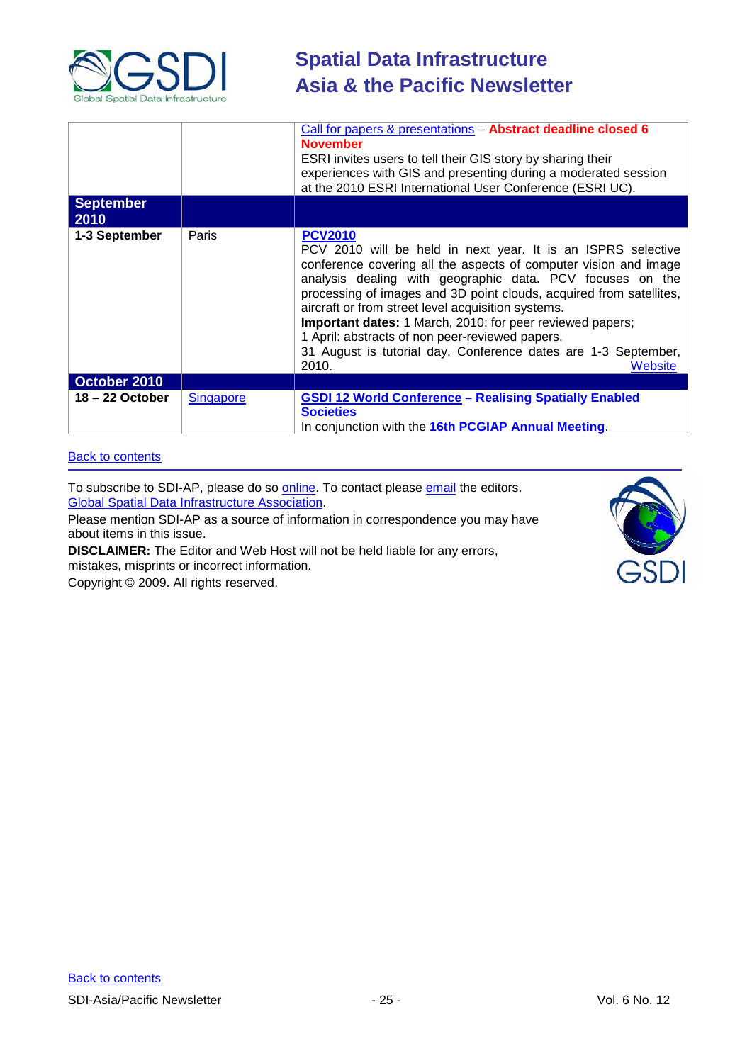| | | |
|---|---|---|
| | | Call for papers & presentations – **Abstract deadline closed 6 November**<br>ESRI invites users to tell their GIS story by sharing their experiences with GIS and presenting during a moderated session at the 2010 ESRI International User Conference (ESRI UC). |
| **September 2010** | | |
| **1-3 September** | Paris | **PCV2010**<br>PCV 2010 will be held in next year. It is an ISPRS selective conference covering all the aspects of computer vision and image analysis dealing with geographic data. PCV focuses on the processing of images and 3D point clouds, acquired from satellites, aircraft or from street level acquisition systems.<br>**Important dates:** 1 March, 2010: for peer reviewed papers;<br>1 April: abstracts of non peer-reviewed papers.<br>31 August is tutorial day. Conference dates are 1-3 September, 2010. Website |
| **October 2010** | | |
| **18 – 22 October** | Singapore | **GSDI 12 World Conference – Realising Spatially Enabled Societies**<br>In conjunction with the **16th PCGIAP Annual Meeting**. |

Back to contents

To subscribe to SDI-AP, please do so online. To contact please email the editors.
Global Spatial Data Infrastructure Association.

Please mention SDI-AP as a source of information in correspondence you may have about items in this issue.

**DISCLAIMER:** The Editor and Web Host will not be held liable for any errors, mistakes, misprints or incorrect information.

Copyright © 2009. All rights reserved.

Back to contents